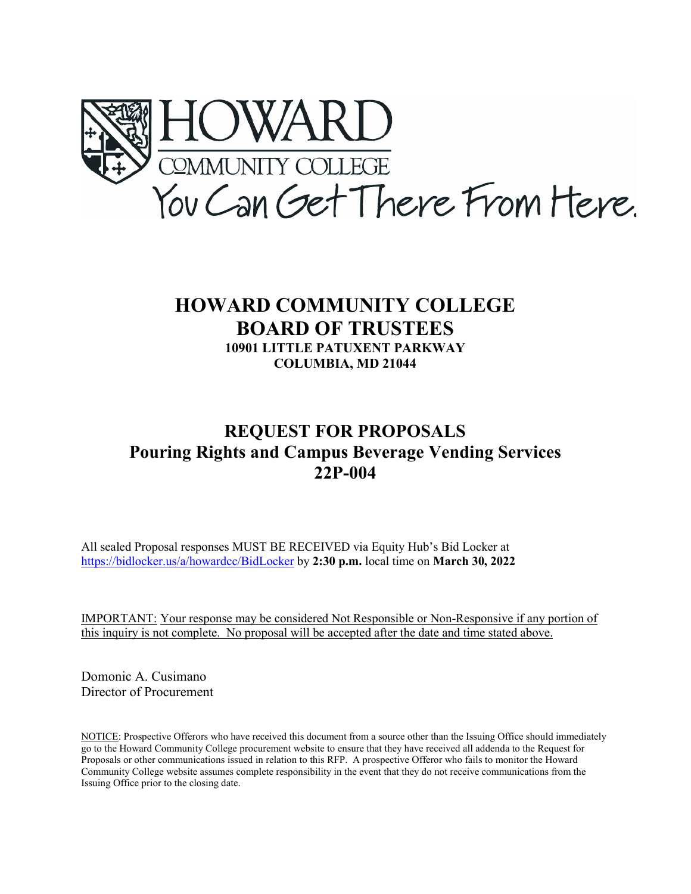HOWARD COMMUNITY COLLEGE

You Can Get There From Here.

# HOWARD COMMUNITY COLLEGE BOARD OF TRUSTEES

**10901 LITTLE PATUXENT PARKWAY**
**COLUMBIA, MD 21044**

## REQUEST FOR PROPOSALS
## Pouring Rights and Campus Beverage Vending Services
## 22P-004

All sealed Proposal responses MUST BE RECEIVED via Equity Hub's Bid Locker at https://bidlocker.us/a/howardcc/BidLocker by **2:30 p.m.** local time on **March 30, 2022**

IMPORTANT: Your response may be considered Not Responsible or Non-Responsive if any portion of this inquiry is not complete. No proposal will be accepted after the date and time stated above.

Domonic A. Cusimano
Director of Procurement

NOTICE: Prospective Offerors who have received this document from a source other than the Issuing Office should immediately go to the Howard Community College procurement website to ensure that they have received all addenda to the Request for Proposals or other communications issued in relation to this RFP. A prospective Offeror who fails to monitor the Howard Community College website assumes complete responsibility in the event that they do not receive communications from the Issuing Office prior to the closing date.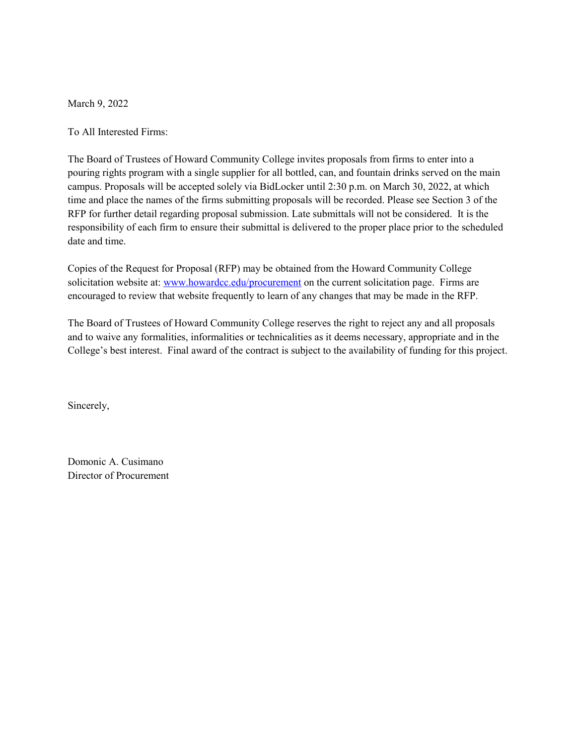March 9, 2022

To All Interested Firms:

The Board of Trustees of Howard Community College invites proposals from firms to enter into a pouring rights program with a single supplier for all bottled, can, and fountain drinks served on the main campus. Proposals will be accepted solely via BidLocker until 2:30 p.m. on March 30, 2022, at which time and place the names of the firms submitting proposals will be recorded. Please see Section 3 of the RFP for further detail regarding proposal submission. Late submittals will not be considered. It is the responsibility of each firm to ensure their submittal is delivered to the proper place prior to the scheduled date and time.

Copies of the Request for Proposal (RFP) may be obtained from the Howard Community College solicitation website at: [www.howardcc.edu/procurement](http://www.howardcc.edu/procurement) on the current solicitation page. Firms are encouraged to review that website frequently to learn of any changes that may be made in the RFP.

The Board of Trustees of Howard Community College reserves the right to reject any and all proposals and to waive any formalities, informalities or technicalities as it deems necessary, appropriate and in the College's best interest. Final award of the contract is subject to the availability of funding for this project.

Sincerely,

Domonic A. Cusimano
Director of Procurement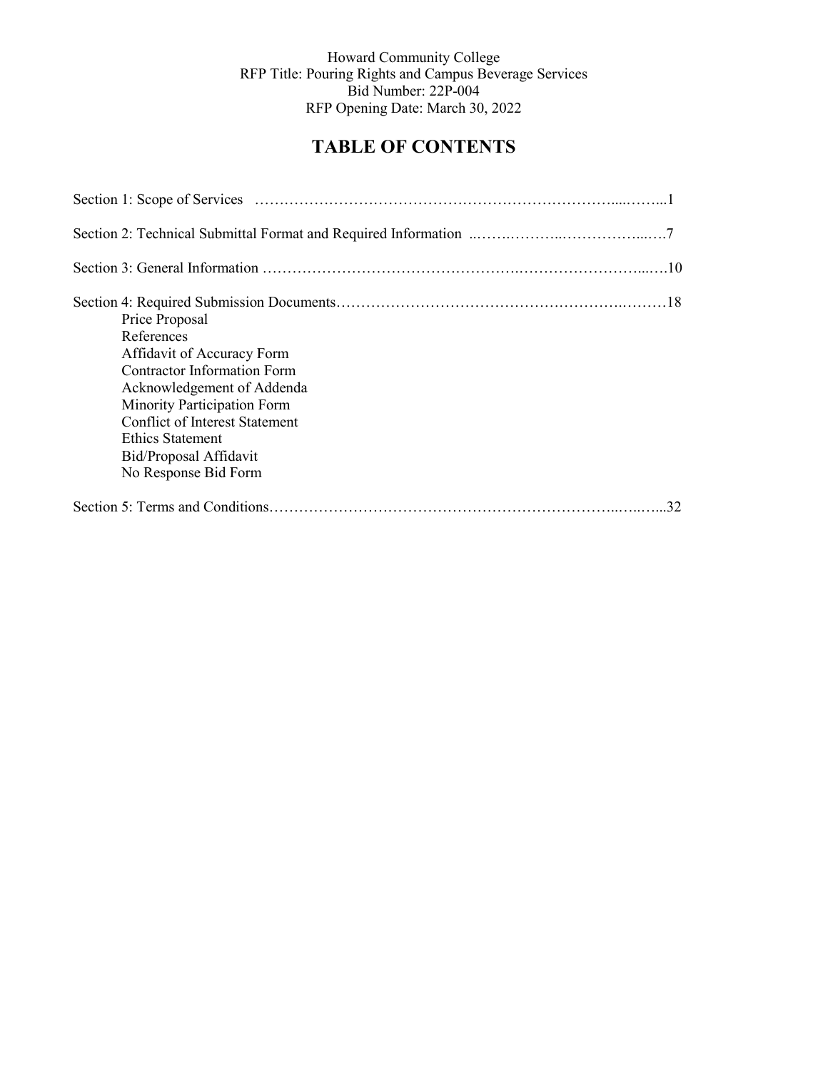Howard Community College
RFP Title: Pouring Rights and Campus Beverage Services
Bid Number: 22P-004
RFP Opening Date: March 30, 2022

# TABLE OF CONTENTS

Section 1: Scope of Services ……………………………………………………………….....……...1

Section 2: Technical Submittal Format and Required Information ..…….………..……………...….7

Section 3: General Information ………………………………………….……………………...….10

Section 4: Required Submission Documents……………………………………………….………18

- Price Proposal
- References
- Affidavit of Accuracy Form
- Contractor Information Form
- Acknowledgement of Addenda
- Minority Participation Form
- Conflict of Interest Statement
- Ethics Statement
- Bid/Proposal Affidavit
- No Response Bid Form

Section 5: Terms and Conditions………………………………………………………..…..…...32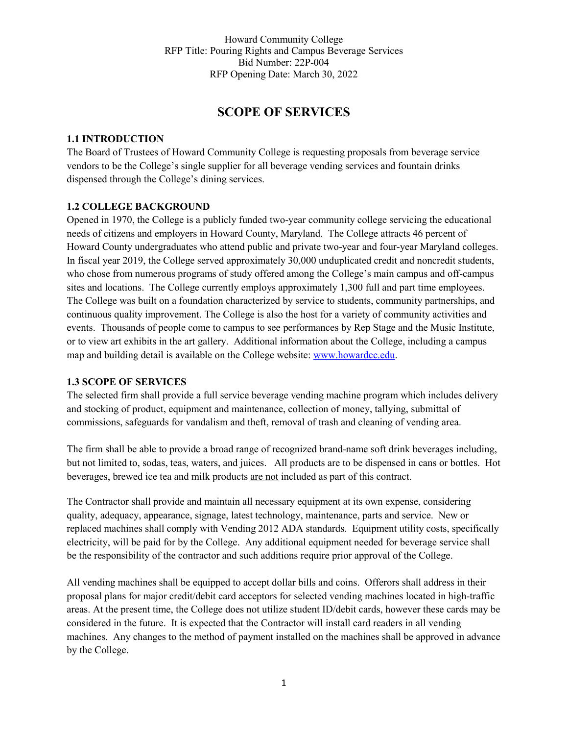Howard Community College
RFP Title: Pouring Rights and Campus Beverage Services
Bid Number: 22P-004
RFP Opening Date: March 30, 2022

# SCOPE OF SERVICES

### 1.1 INTRODUCTION

The Board of Trustees of Howard Community College is requesting proposals from beverage service vendors to be the College's single supplier for all beverage vending services and fountain drinks dispensed through the College's dining services.

### 1.2 COLLEGE BACKGROUND

Opened in 1970, the College is a publicly funded two-year community college servicing the educational needs of citizens and employers in Howard County, Maryland. The College attracts 46 percent of Howard County undergraduates who attend public and private two-year and four-year Maryland colleges. In fiscal year 2019, the College served approximately 30,000 unduplicated credit and noncredit students, who chose from numerous programs of study offered among the College's main campus and off-campus sites and locations. The College currently employs approximately 1,300 full and part time employees. The College was built on a foundation characterized by service to students, community partnerships, and continuous quality improvement. The College is also the host for a variety of community activities and events. Thousands of people come to campus to see performances by Rep Stage and the Music Institute, or to view art exhibits in the art gallery. Additional information about the College, including a campus map and building detail is available on the College website: [www.howardcc.edu](http://www.howardcc.edu).

### 1.3 SCOPE OF SERVICES

The selected firm shall provide a full service beverage vending machine program which includes delivery and stocking of product, equipment and maintenance, collection of money, tallying, submittal of commissions, safeguards for vandalism and theft, removal of trash and cleaning of vending area.

The firm shall be able to provide a broad range of recognized brand-name soft drink beverages including, but not limited to, sodas, teas, waters, and juices. All products are to be dispensed in cans or bottles. Hot beverages, brewed ice tea and milk products <u>are not</u> included as part of this contract.

The Contractor shall provide and maintain all necessary equipment at its own expense, considering quality, adequacy, appearance, signage, latest technology, maintenance, parts and service. New or replaced machines shall comply with Vending 2012 ADA standards. Equipment utility costs, specifically electricity, will be paid for by the College. Any additional equipment needed for beverage service shall be the responsibility of the contractor and such additions require prior approval of the College.

All vending machines shall be equipped to accept dollar bills and coins. Offerors shall address in their proposal plans for major credit/debit card acceptors for selected vending machines located in high-traffic areas. At the present time, the College does not utilize student ID/debit cards, however these cards may be considered in the future. It is expected that the Contractor will install card readers in all vending machines. Any changes to the method of payment installed on the machines shall be approved in advance by the College.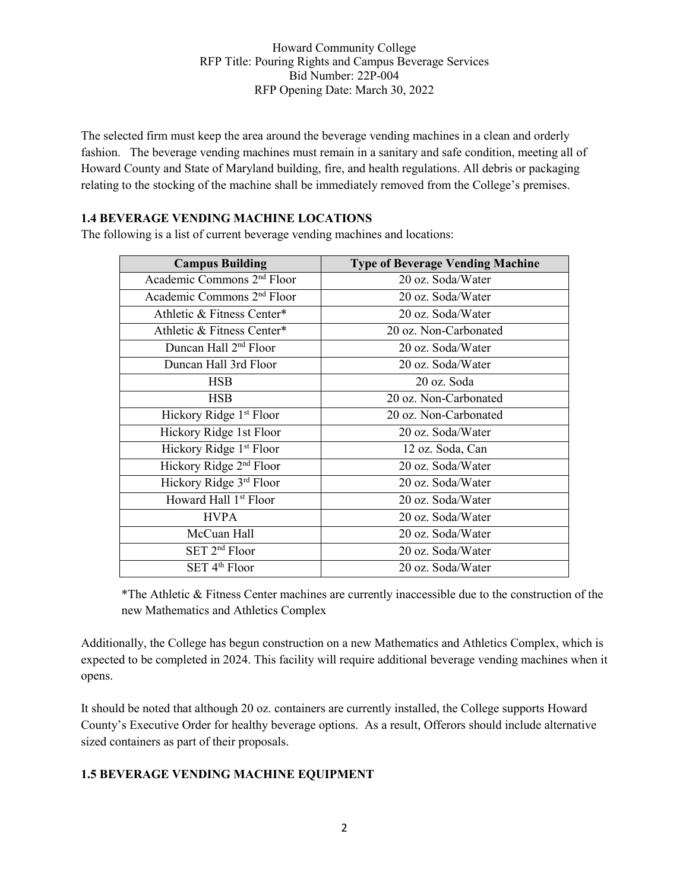The selected firm must keep the area around the beverage vending machines in a clean and orderly fashion. The beverage vending machines must remain in a sanitary and safe condition, meeting all of Howard County and State of Maryland building, fire, and health regulations. All debris or packaging relating to the stocking of the machine shall be immediately removed from the College's premises.

### 1.4 BEVERAGE VENDING MACHINE LOCATIONS

The following is a list of current beverage vending machines and locations:

| Campus Building | Type of Beverage Vending Machine |
|---|---|
| Academic Commons 2nd Floor | 20 oz. Soda/Water |
| Academic Commons 2nd Floor | 20 oz. Soda/Water |
| Athletic & Fitness Center* | 20 oz. Soda/Water |
| Athletic & Fitness Center* | 20 oz. Non-Carbonated |
| Duncan Hall 2nd Floor | 20 oz. Soda/Water |
| Duncan Hall 3rd Floor | 20 oz. Soda/Water |
| HSB | 20 oz. Soda |
| HSB | 20 oz. Non-Carbonated |
| Hickory Ridge 1st Floor | 20 oz. Non-Carbonated |
| Hickory Ridge 1st Floor | 20 oz. Soda/Water |
| Hickory Ridge 1st Floor | 12 oz. Soda, Can |
| Hickory Ridge 2nd Floor | 20 oz. Soda/Water |
| Hickory Ridge 3rd Floor | 20 oz. Soda/Water |
| Howard Hall 1st Floor | 20 oz. Soda/Water |
| HVPA | 20 oz. Soda/Water |
| McCuan Hall | 20 oz. Soda/Water |
| SET 2nd Floor | 20 oz. Soda/Water |
| SET 4th Floor | 20 oz. Soda/Water |

*The Athletic & Fitness Center machines are currently inaccessible due to the construction of the new Mathematics and Athletics Complex

Additionally, the College has begun construction on a new Mathematics and Athletics Complex, which is expected to be completed in 2024. This facility will require additional beverage vending machines when it opens.

It should be noted that although 20 oz. containers are currently installed, the College supports Howard County's Executive Order for healthy beverage options. As a result, Offerors should include alternative sized containers as part of their proposals.

### 1.5 BEVERAGE VENDING MACHINE EQUIPMENT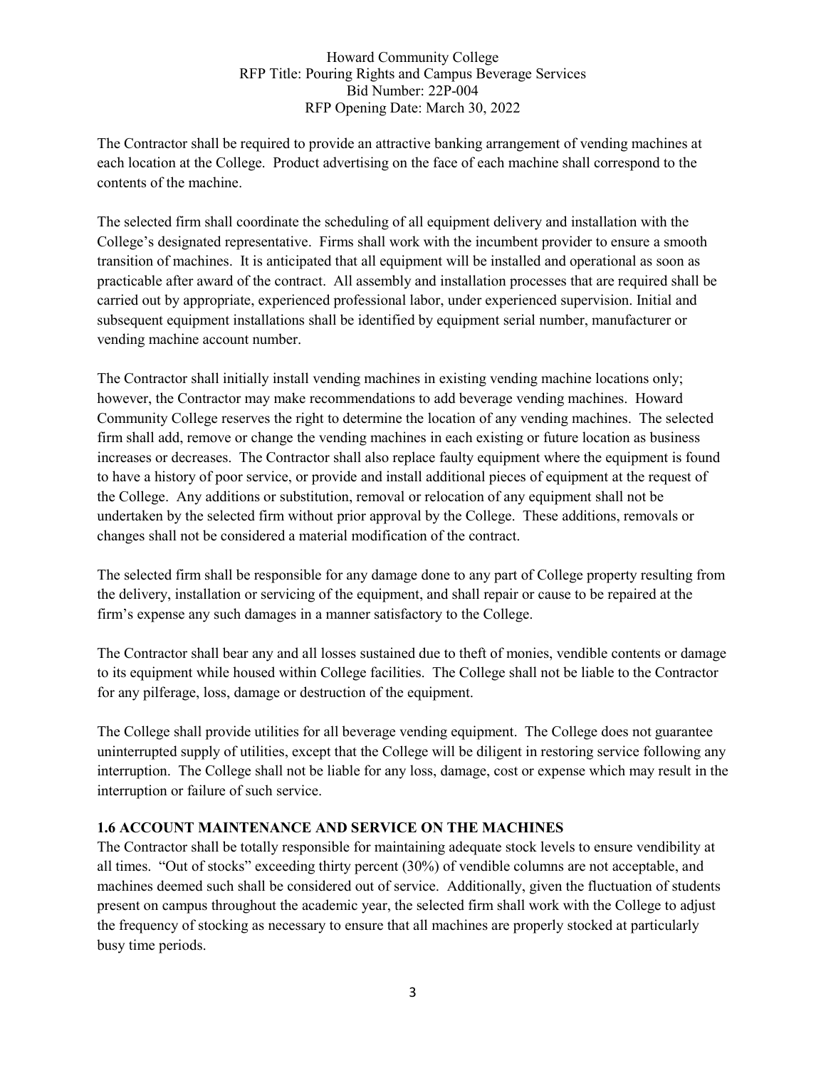The Contractor shall be required to provide an attractive banking arrangement of vending machines at each location at the College. Product advertising on the face of each machine shall correspond to the contents of the machine.

The selected firm shall coordinate the scheduling of all equipment delivery and installation with the College's designated representative. Firms shall work with the incumbent provider to ensure a smooth transition of machines. It is anticipated that all equipment will be installed and operational as soon as practicable after award of the contract. All assembly and installation processes that are required shall be carried out by appropriate, experienced professional labor, under experienced supervision. Initial and subsequent equipment installations shall be identified by equipment serial number, manufacturer or vending machine account number.

The Contractor shall initially install vending machines in existing vending machine locations only; however, the Contractor may make recommendations to add beverage vending machines. Howard Community College reserves the right to determine the location of any vending machines. The selected firm shall add, remove or change the vending machines in each existing or future location as business increases or decreases. The Contractor shall also replace faulty equipment where the equipment is found to have a history of poor service, or provide and install additional pieces of equipment at the request of the College. Any additions or substitution, removal or relocation of any equipment shall not be undertaken by the selected firm without prior approval by the College. These additions, removals or changes shall not be considered a material modification of the contract.

The selected firm shall be responsible for any damage done to any part of College property resulting from the delivery, installation or servicing of the equipment, and shall repair or cause to be repaired at the firm's expense any such damages in a manner satisfactory to the College.

The Contractor shall bear any and all losses sustained due to theft of monies, vendible contents or damage to its equipment while housed within College facilities. The College shall not be liable to the Contractor for any pilferage, loss, damage or destruction of the equipment.

The College shall provide utilities for all beverage vending equipment. The College does not guarantee uninterrupted supply of utilities, except that the College will be diligent in restoring service following any interruption. The College shall not be liable for any loss, damage, cost or expense which may result in the interruption or failure of such service.

### 1.6 ACCOUNT MAINTENANCE AND SERVICE ON THE MACHINES

The Contractor shall be totally responsible for maintaining adequate stock levels to ensure vendibility at all times. "Out of stocks" exceeding thirty percent (30%) of vendible columns are not acceptable, and machines deemed such shall be considered out of service. Additionally, given the fluctuation of students present on campus throughout the academic year, the selected firm shall work with the College to adjust the frequency of stocking as necessary to ensure that all machines are properly stocked at particularly busy time periods.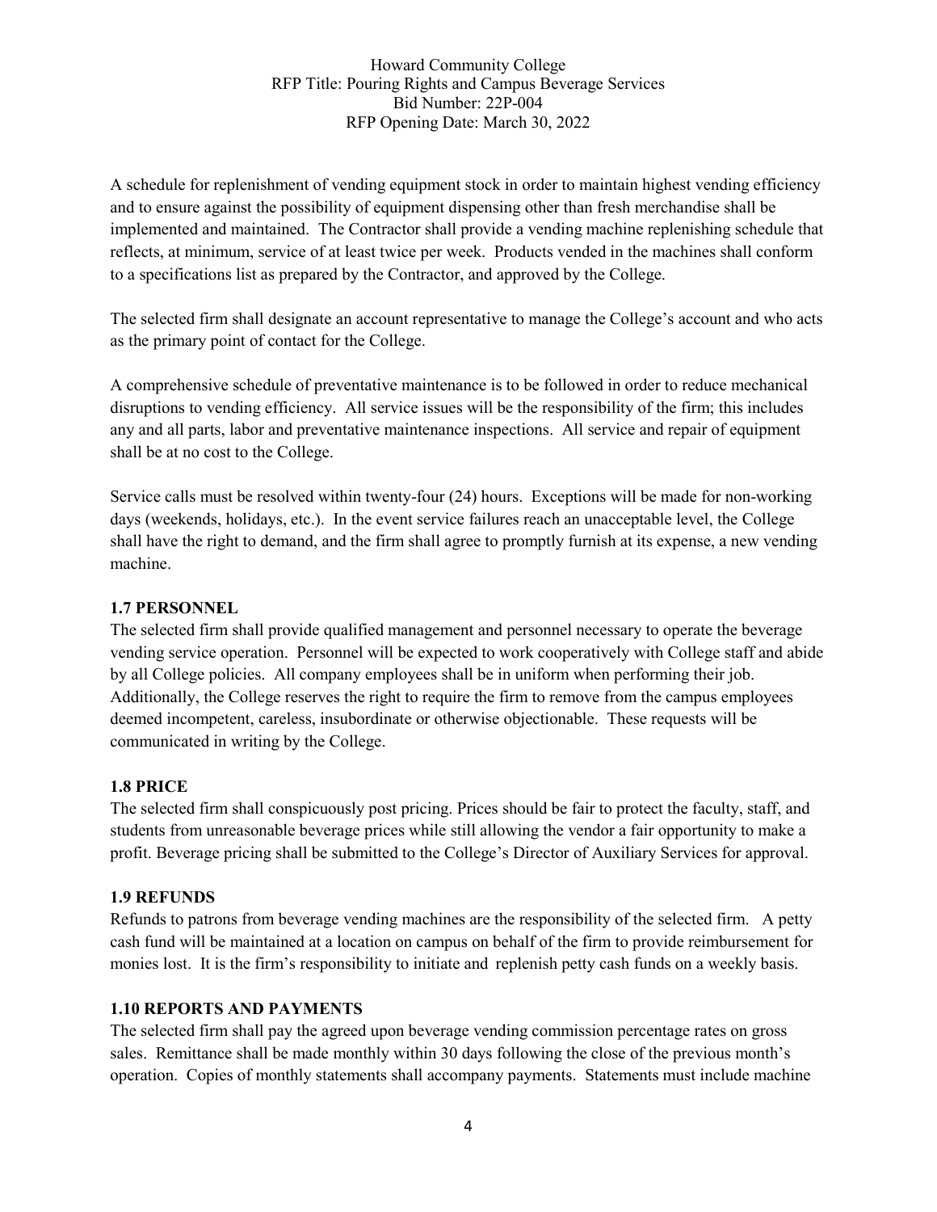A schedule for replenishment of vending equipment stock in order to maintain highest vending efficiency and to ensure against the possibility of equipment dispensing other than fresh merchandise shall be implemented and maintained. The Contractor shall provide a vending machine replenishing schedule that reflects, at minimum, service of at least twice per week. Products vended in the machines shall conform to a specifications list as prepared by the Contractor, and approved by the College.

The selected firm shall designate an account representative to manage the College's account and who acts as the primary point of contact for the College.

A comprehensive schedule of preventative maintenance is to be followed in order to reduce mechanical disruptions to vending efficiency. All service issues will be the responsibility of the firm; this includes any and all parts, labor and preventative maintenance inspections. All service and repair of equipment shall be at no cost to the College.

Service calls must be resolved within twenty-four (24) hours. Exceptions will be made for non-working days (weekends, holidays, etc.). In the event service failures reach an unacceptable level, the College shall have the right to demand, and the firm shall agree to promptly furnish at its expense, a new vending machine.

**1.7 PERSONNEL**

The selected firm shall provide qualified management and personnel necessary to operate the beverage vending service operation. Personnel will be expected to work cooperatively with College staff and abide by all College policies. All company employees shall be in uniform when performing their job. Additionally, the College reserves the right to require the firm to remove from the campus employees deemed incompetent, careless, insubordinate or otherwise objectionable. These requests will be communicated in writing by the College.

**1.8 PRICE**

The selected firm shall conspicuously post pricing. Prices should be fair to protect the faculty, staff, and students from unreasonable beverage prices while still allowing the vendor a fair opportunity to make a profit. Beverage pricing shall be submitted to the College's Director of Auxiliary Services for approval.

**1.9 REFUNDS**

Refunds to patrons from beverage vending machines are the responsibility of the selected firm. A petty cash fund will be maintained at a location on campus on behalf of the firm to provide reimbursement for monies lost. It is the firm's responsibility to initiate and replenish petty cash funds on a weekly basis.

**1.10 REPORTS AND PAYMENTS**

The selected firm shall pay the agreed upon beverage vending commission percentage rates on gross sales. Remittance shall be made monthly within 30 days following the close of the previous month's operation. Copies of monthly statements shall accompany payments. Statements must include machine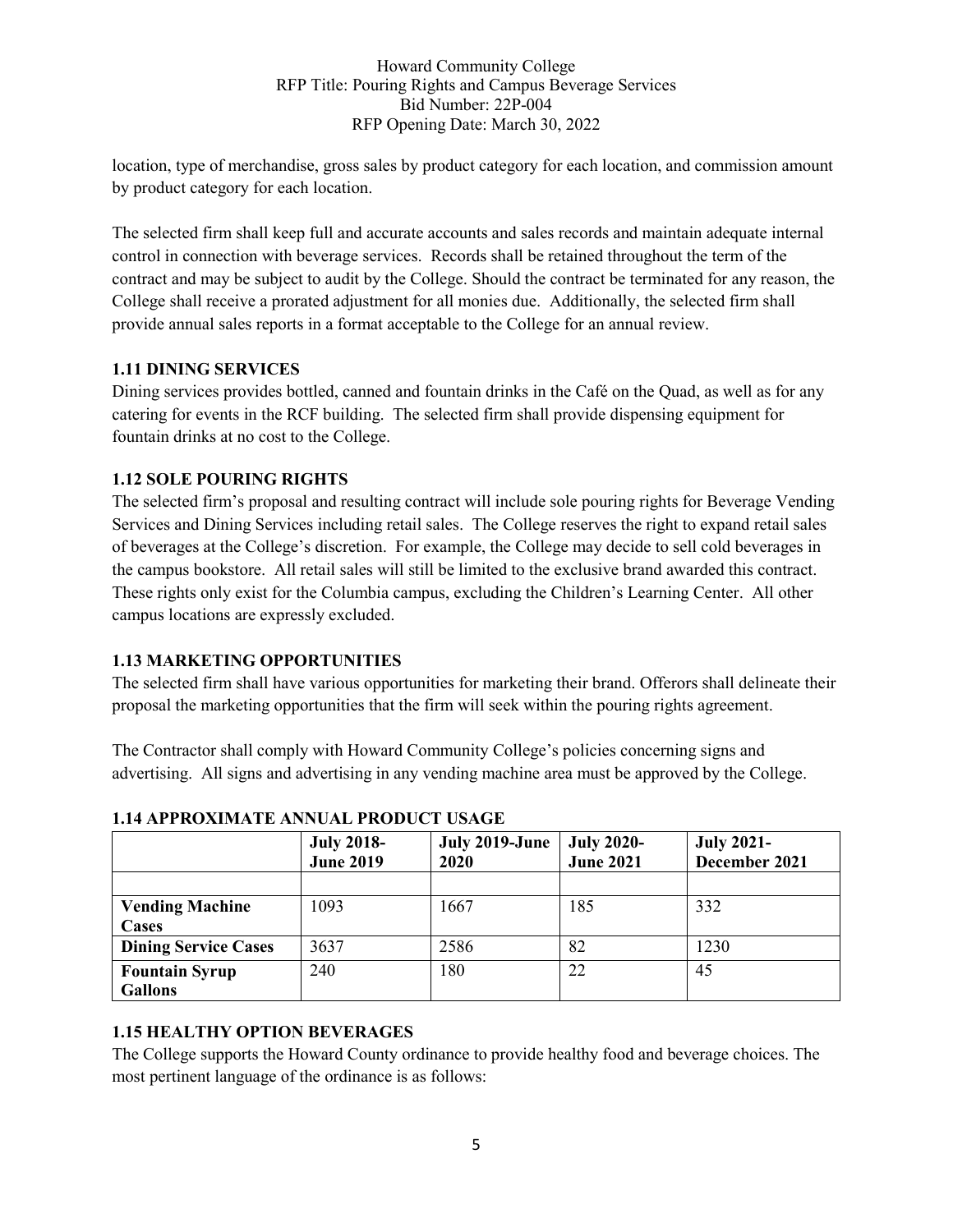location, type of merchandise, gross sales by product category for each location, and commission amount by product category for each location.

The selected firm shall keep full and accurate accounts and sales records and maintain adequate internal control in connection with beverage services. Records shall be retained throughout the term of the contract and may be subject to audit by the College. Should the contract be terminated for any reason, the College shall receive a prorated adjustment for all monies due. Additionally, the selected firm shall provide annual sales reports in a format acceptable to the College for an annual review.

**1.11 DINING SERVICES**

Dining services provides bottled, canned and fountain drinks in the Café on the Quad, as well as for any catering for events in the RCF building. The selected firm shall provide dispensing equipment for fountain drinks at no cost to the College.

**1.12 SOLE POURING RIGHTS**

The selected firm's proposal and resulting contract will include sole pouring rights for Beverage Vending Services and Dining Services including retail sales. The College reserves the right to expand retail sales of beverages at the College's discretion. For example, the College may decide to sell cold beverages in the campus bookstore. All retail sales will still be limited to the exclusive brand awarded this contract. These rights only exist for the Columbia campus, excluding the Children's Learning Center. All other campus locations are expressly excluded.

**1.13 MARKETING OPPORTUNITIES**

The selected firm shall have various opportunities for marketing their brand. Offerors shall delineate their proposal the marketing opportunities that the firm will seek within the pouring rights agreement.

The Contractor shall comply with Howard Community College's policies concerning signs and advertising. All signs and advertising in any vending machine area must be approved by the College.

**1.14 APPROXIMATE ANNUAL PRODUCT USAGE**

| | **July 2018-June 2019** | **July 2019-June 2020** | **July 2020-June 2021** | **July 2021-December 2021** |
|---|---|---|---|---|
| | | | | |
| **Vending Machine Cases** | 1093 | 1667 | 185 | 332 |
| **Dining Service Cases** | 3637 | 2586 | 82 | 1230 |
| **Fountain Syrup Gallons** | 240 | 180 | 22 | 45 |

**1.15 HEALTHY OPTION BEVERAGES**

The College supports the Howard County ordinance to provide healthy food and beverage choices. The most pertinent language of the ordinance is as follows: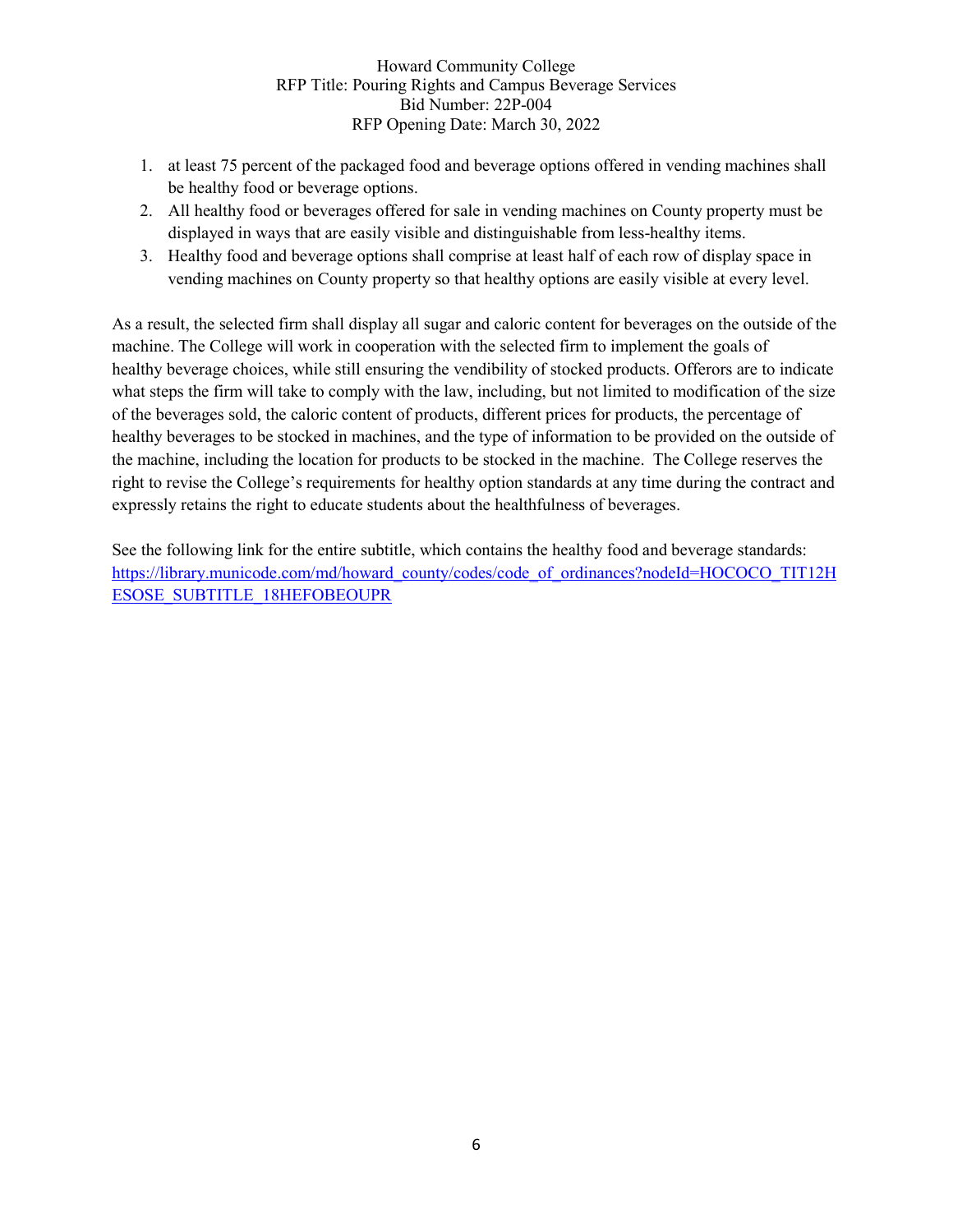1. at least 75 percent of the packaged food and beverage options offered in vending machines shall be healthy food or beverage options.
2. All healthy food or beverages offered for sale in vending machines on County property must be displayed in ways that are easily visible and distinguishable from less-healthy items.
3. Healthy food and beverage options shall comprise at least half of each row of display space in vending machines on County property so that healthy options are easily visible at every level.

As a result, the selected firm shall display all sugar and caloric content for beverages on the outside of the machine. The College will work in cooperation with the selected firm to implement the goals of healthy beverage choices, while still ensuring the vendibility of stocked products. Offerors are to indicate what steps the firm will take to comply with the law, including, but not limited to modification of the size of the beverages sold, the caloric content of products, different prices for products, the percentage of healthy beverages to be stocked in machines, and the type of information to be provided on the outside of the machine, including the location for products to be stocked in the machine. The College reserves the right to revise the College's requirements for healthy option standards at any time during the contract and expressly retains the right to educate students about the healthfulness of beverages.

See the following link for the entire subtitle, which contains the healthy food and beverage standards: [https://library.municode.com/md/howard_county/codes/code_of_ordinances?nodeId=HOCOCO_TIT12HESOSE_SUBTITLE_18HEFOBEOUPR](https://library.municode.com/md/howard_county/codes/code_of_ordinances?nodeId=HOCOCO_TIT12HESOSE_SUBTITLE_18HEFOBEOUPR)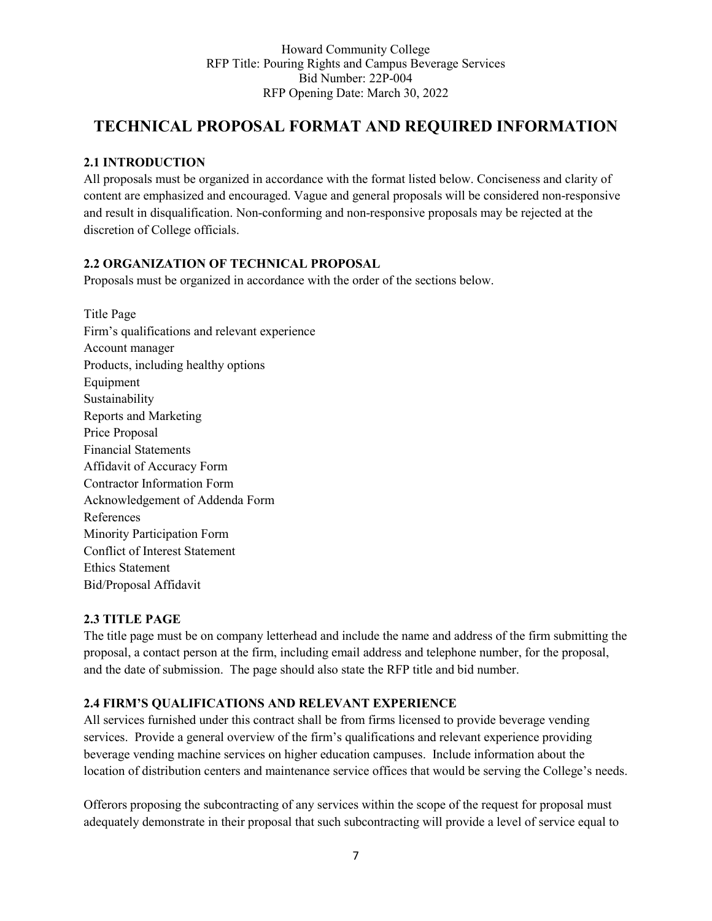# TECHNICAL PROPOSAL FORMAT AND REQUIRED INFORMATION

## 2.1 INTRODUCTION

All proposals must be organized in accordance with the format listed below. Conciseness and clarity of content are emphasized and encouraged. Vague and general proposals will be considered non-responsive and result in disqualification. Non-conforming and non-responsive proposals may be rejected at the discretion of College officials.

## 2.2 ORGANIZATION OF TECHNICAL PROPOSAL

Proposals must be organized in accordance with the order of the sections below.

Title Page
Firm's qualifications and relevant experience
Account manager
Products, including healthy options
Equipment
Sustainability
Reports and Marketing
Price Proposal
Financial Statements
Affidavit of Accuracy Form
Contractor Information Form
Acknowledgement of Addenda Form
References
Minority Participation Form
Conflict of Interest Statement
Ethics Statement
Bid/Proposal Affidavit

## 2.3 TITLE PAGE

The title page must be on company letterhead and include the name and address of the firm submitting the proposal, a contact person at the firm, including email address and telephone number, for the proposal, and the date of submission. The page should also state the RFP title and bid number.

## 2.4 FIRM'S QUALIFICATIONS AND RELEVANT EXPERIENCE

All services furnished under this contract shall be from firms licensed to provide beverage vending services. Provide a general overview of the firm's qualifications and relevant experience providing beverage vending machine services on higher education campuses. Include information about the location of distribution centers and maintenance service offices that would be serving the College's needs.

Offerors proposing the subcontracting of any services within the scope of the request for proposal must adequately demonstrate in their proposal that such subcontracting will provide a level of service equal to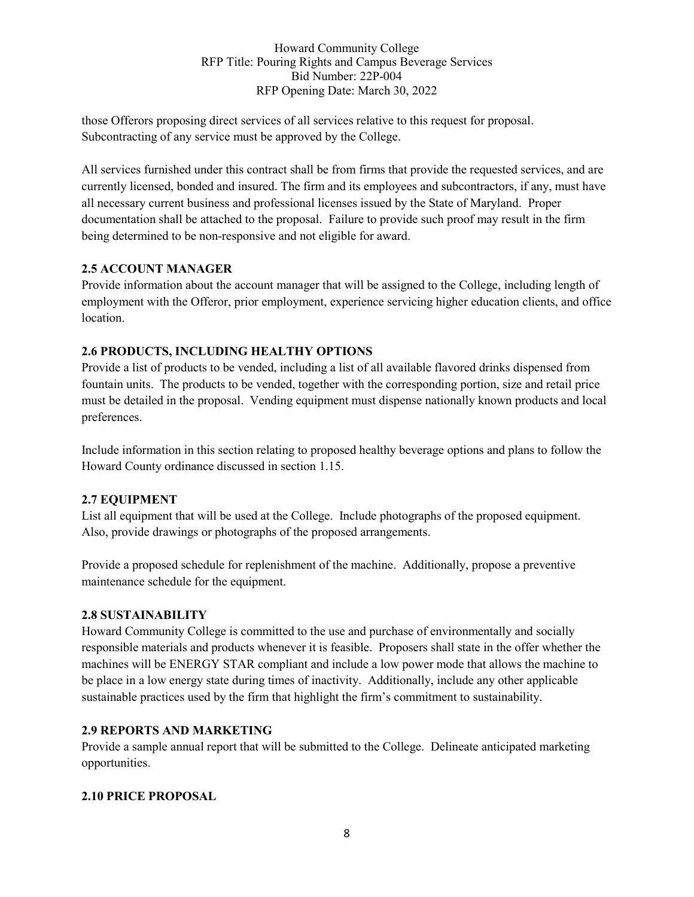those Offerors proposing direct services of all services relative to this request for proposal. Subcontracting of any service must be approved by the College.

All services furnished under this contract shall be from firms that provide the requested services, and are currently licensed, bonded and insured. The firm and its employees and subcontractors, if any, must have all necessary current business and professional licenses issued by the State of Maryland. Proper documentation shall be attached to the proposal. Failure to provide such proof may result in the firm being determined to be non-responsive and not eligible for award.

### 2.5 ACCOUNT MANAGER

Provide information about the account manager that will be assigned to the College, including length of employment with the Offeror, prior employment, experience servicing higher education clients, and office location.

### 2.6 PRODUCTS, INCLUDING HEALTHY OPTIONS

Provide a list of products to be vended, including a list of all available flavored drinks dispensed from fountain units. The products to be vended, together with the corresponding portion, size and retail price must be detailed in the proposal. Vending equipment must dispense nationally known products and local preferences.

Include information in this section relating to proposed healthy beverage options and plans to follow the Howard County ordinance discussed in section 1.15.

### 2.7 EQUIPMENT

List all equipment that will be used at the College. Include photographs of the proposed equipment. Also, provide drawings or photographs of the proposed arrangements.

Provide a proposed schedule for replenishment of the machine. Additionally, propose a preventive maintenance schedule for the equipment.

### 2.8 SUSTAINABILITY

Howard Community College is committed to the use and purchase of environmentally and socially responsible materials and products whenever it is feasible. Proposers shall state in the offer whether the machines will be ENERGY STAR compliant and include a low power mode that allows the machine to be place in a low energy state during times of inactivity. Additionally, include any other applicable sustainable practices used by the firm that highlight the firm's commitment to sustainability.

### 2.9 REPORTS AND MARKETING

Provide a sample annual report that will be submitted to the College. Delineate anticipated marketing opportunities.

### 2.10 PRICE PROPOSAL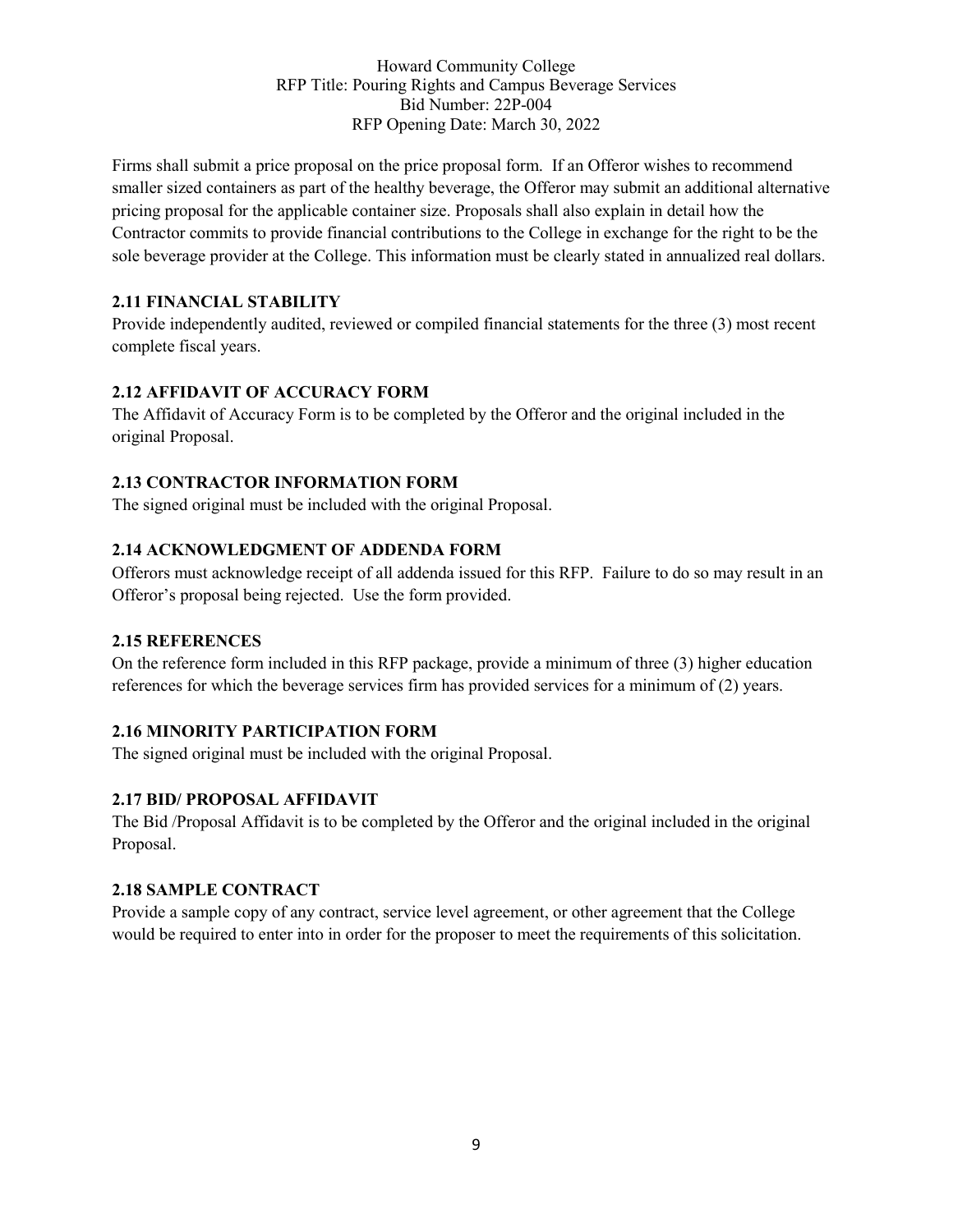Firms shall submit a price proposal on the price proposal form. If an Offeror wishes to recommend smaller sized containers as part of the healthy beverage, the Offeror may submit an additional alternative pricing proposal for the applicable container size. Proposals shall also explain in detail how the Contractor commits to provide financial contributions to the College in exchange for the right to be the sole beverage provider at the College. This information must be clearly stated in annualized real dollars.

### 2.11 FINANCIAL STABILITY

Provide independently audited, reviewed or compiled financial statements for the three (3) most recent complete fiscal years.

### 2.12 AFFIDAVIT OF ACCURACY FORM

The Affidavit of Accuracy Form is to be completed by the Offeror and the original included in the original Proposal.

### 2.13 CONTRACTOR INFORMATION FORM

The signed original must be included with the original Proposal.

### 2.14 ACKNOWLEDGMENT OF ADDENDA FORM

Offerors must acknowledge receipt of all addenda issued for this RFP. Failure to do so may result in an Offeror's proposal being rejected. Use the form provided.

### 2.15 REFERENCES

On the reference form included in this RFP package, provide a minimum of three (3) higher education references for which the beverage services firm has provided services for a minimum of (2) years.

### 2.16 MINORITY PARTICIPATION FORM

The signed original must be included with the original Proposal.

### 2.17 BID/ PROPOSAL AFFIDAVIT

The Bid /Proposal Affidavit is to be completed by the Offeror and the original included in the original Proposal.

### 2.18 SAMPLE CONTRACT

Provide a sample copy of any contract, service level agreement, or other agreement that the College would be required to enter into in order for the proposer to meet the requirements of this solicitation.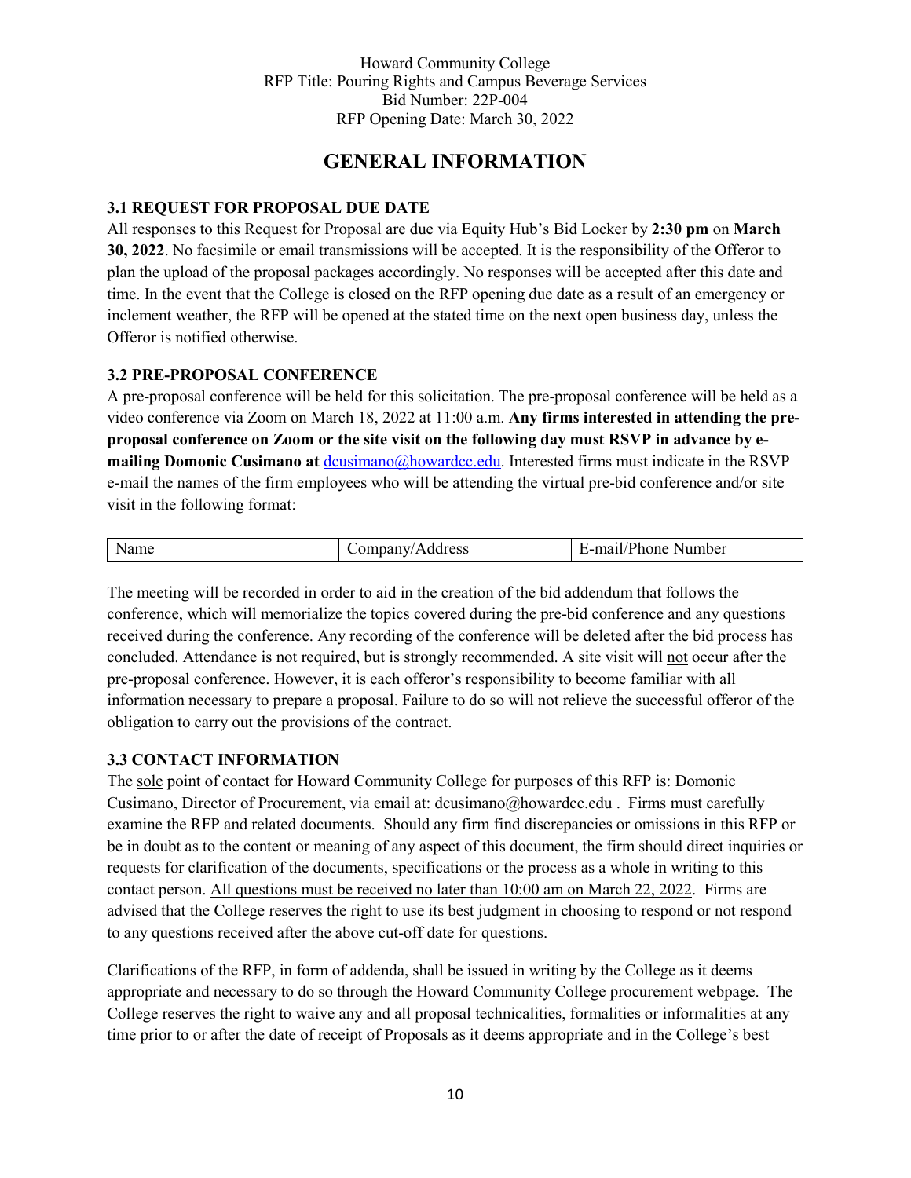Howard Community College
RFP Title: Pouring Rights and Campus Beverage Services
Bid Number: 22P-004
RFP Opening Date: March 30, 2022

# GENERAL INFORMATION

### 3.1 REQUEST FOR PROPOSAL DUE DATE

All responses to this Request for Proposal are due via Equity Hub's Bid Locker by **2:30 pm** on **March 30, 2022**. No facsimile or email transmissions will be accepted. It is the responsibility of the Offeror to plan the upload of the proposal packages accordingly. No responses will be accepted after this date and time. In the event that the College is closed on the RFP opening due date as a result of an emergency or inclement weather, the RFP will be opened at the stated time on the next open business day, unless the Offeror is notified otherwise.

### 3.2 PRE-PROPOSAL CONFERENCE

A pre-proposal conference will be held for this solicitation. The pre-proposal conference will be held as a video conference via Zoom on March 18, 2022 at 11:00 a.m. **Any firms interested in attending the pre-proposal conference on Zoom or the site visit on the following day must RSVP in advance by e-mailing Domonic Cusimano at** dcusimano@howardcc.edu. Interested firms must indicate in the RSVP e-mail the names of the firm employees who will be attending the virtual pre-bid conference and/or site visit in the following format:

| Name | Company/Address | E-mail/Phone Number |
|---|---|---|

The meeting will be recorded in order to aid in the creation of the bid addendum that follows the conference, which will memorialize the topics covered during the pre-bid conference and any questions received during the conference. Any recording of the conference will be deleted after the bid process has concluded. Attendance is not required, but is strongly recommended. A site visit will not occur after the pre-proposal conference. However, it is each offeror's responsibility to become familiar with all information necessary to prepare a proposal. Failure to do so will not relieve the successful offeror of the obligation to carry out the provisions of the contract.

### 3.3 CONTACT INFORMATION

The sole point of contact for Howard Community College for purposes of this RFP is: Domonic Cusimano, Director of Procurement, via email at: dcusimano@howardcc.edu . Firms must carefully examine the RFP and related documents. Should any firm find discrepancies or omissions in this RFP or be in doubt as to the content or meaning of any aspect of this document, the firm should direct inquiries or requests for clarification of the documents, specifications or the process as a whole in writing to this contact person. All questions must be received no later than 10:00 am on March 22, 2022. Firms are advised that the College reserves the right to use its best judgment in choosing to respond or not respond to any questions received after the above cut-off date for questions.

Clarifications of the RFP, in form of addenda, shall be issued in writing by the College as it deems appropriate and necessary to do so through the Howard Community College procurement webpage. The College reserves the right to waive any and all proposal technicalities, formalities or informalities at any time prior to or after the date of receipt of Proposals as it deems appropriate and in the College's best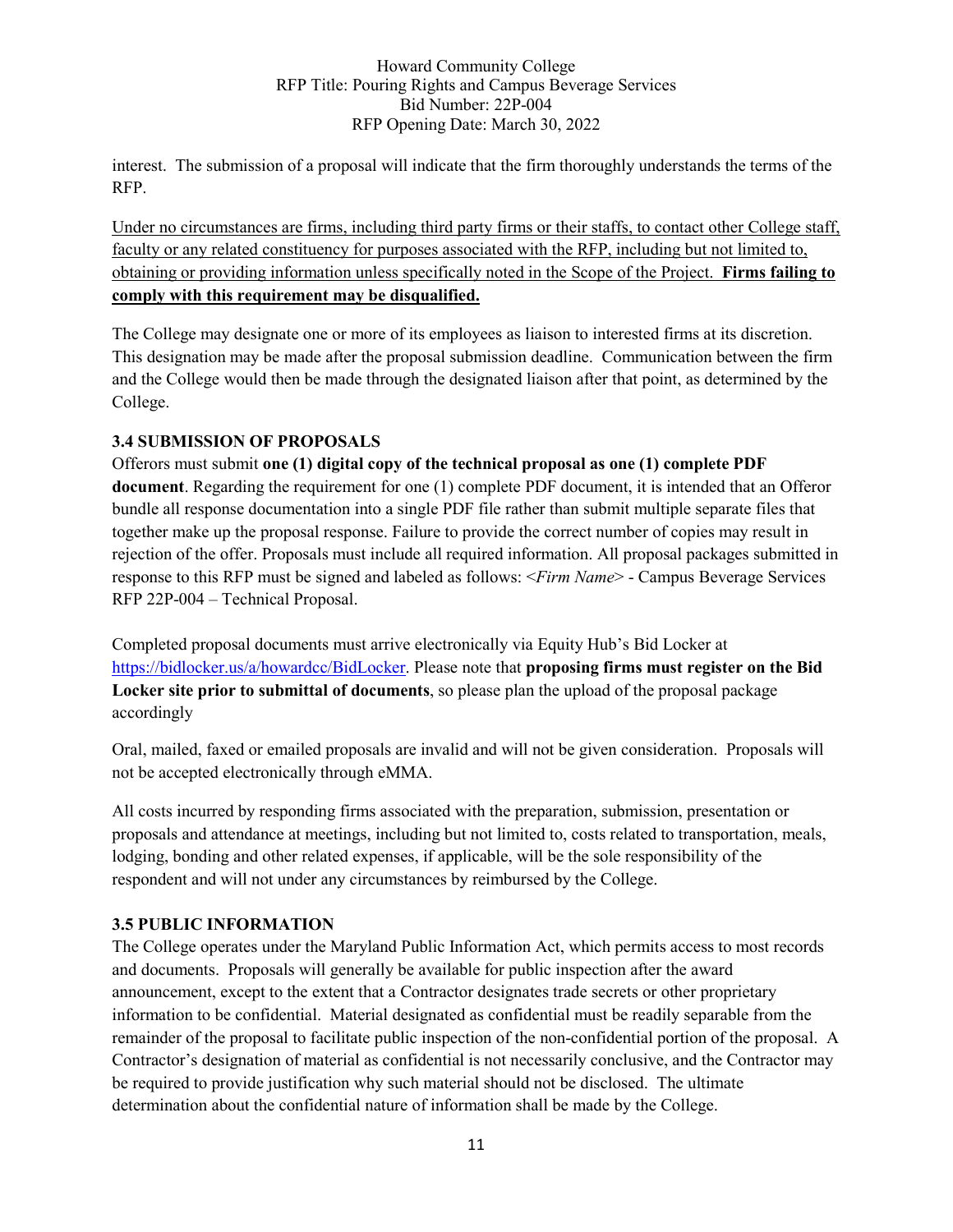interest. The submission of a proposal will indicate that the firm thoroughly understands the terms of the RFP.

<u>Under no circumstances are firms, including third party firms or their staffs, to contact other College staff, faculty or any related constituency for purposes associated with the RFP, including but not limited to, obtaining or providing information unless specifically noted in the Scope of the Project. **Firms failing to comply with this requirement may be disqualified.**</u>

The College may designate one or more of its employees as liaison to interested firms at its discretion. This designation may be made after the proposal submission deadline. Communication between the firm and the College would then be made through the designated liaison after that point, as determined by the College.

### 3.4 SUBMISSION OF PROPOSALS

Offerors must submit **one (1) digital copy of the technical proposal as one (1) complete PDF document**. Regarding the requirement for one (1) complete PDF document, it is intended that an Offeror bundle all response documentation into a single PDF file rather than submit multiple separate files that together make up the proposal response. Failure to provide the correct number of copies may result in rejection of the offer. Proposals must include all required information. All proposal packages submitted in response to this RFP must be signed and labeled as follows: <*Firm Name*> - Campus Beverage Services RFP 22P-004 – Technical Proposal.

Completed proposal documents must arrive electronically via Equity Hub's Bid Locker at [https://bidlocker.us/a/howardcc/BidLocker](https://bidlocker.us/a/howardcc/BidLocker). Please note that **proposing firms must register on the Bid Locker site prior to submittal of documents**, so please plan the upload of the proposal package accordingly

Oral, mailed, faxed or emailed proposals are invalid and will not be given consideration. Proposals will not be accepted electronically through eMMA.

All costs incurred by responding firms associated with the preparation, submission, presentation or proposals and attendance at meetings, including but not limited to, costs related to transportation, meals, lodging, bonding and other related expenses, if applicable, will be the sole responsibility of the respondent and will not under any circumstances by reimbursed by the College.

### 3.5 PUBLIC INFORMATION

The College operates under the Maryland Public Information Act, which permits access to most records and documents. Proposals will generally be available for public inspection after the award announcement, except to the extent that a Contractor designates trade secrets or other proprietary information to be confidential. Material designated as confidential must be readily separable from the remainder of the proposal to facilitate public inspection of the non-confidential portion of the proposal. A Contractor's designation of material as confidential is not necessarily conclusive, and the Contractor may be required to provide justification why such material should not be disclosed. The ultimate determination about the confidential nature of information shall be made by the College.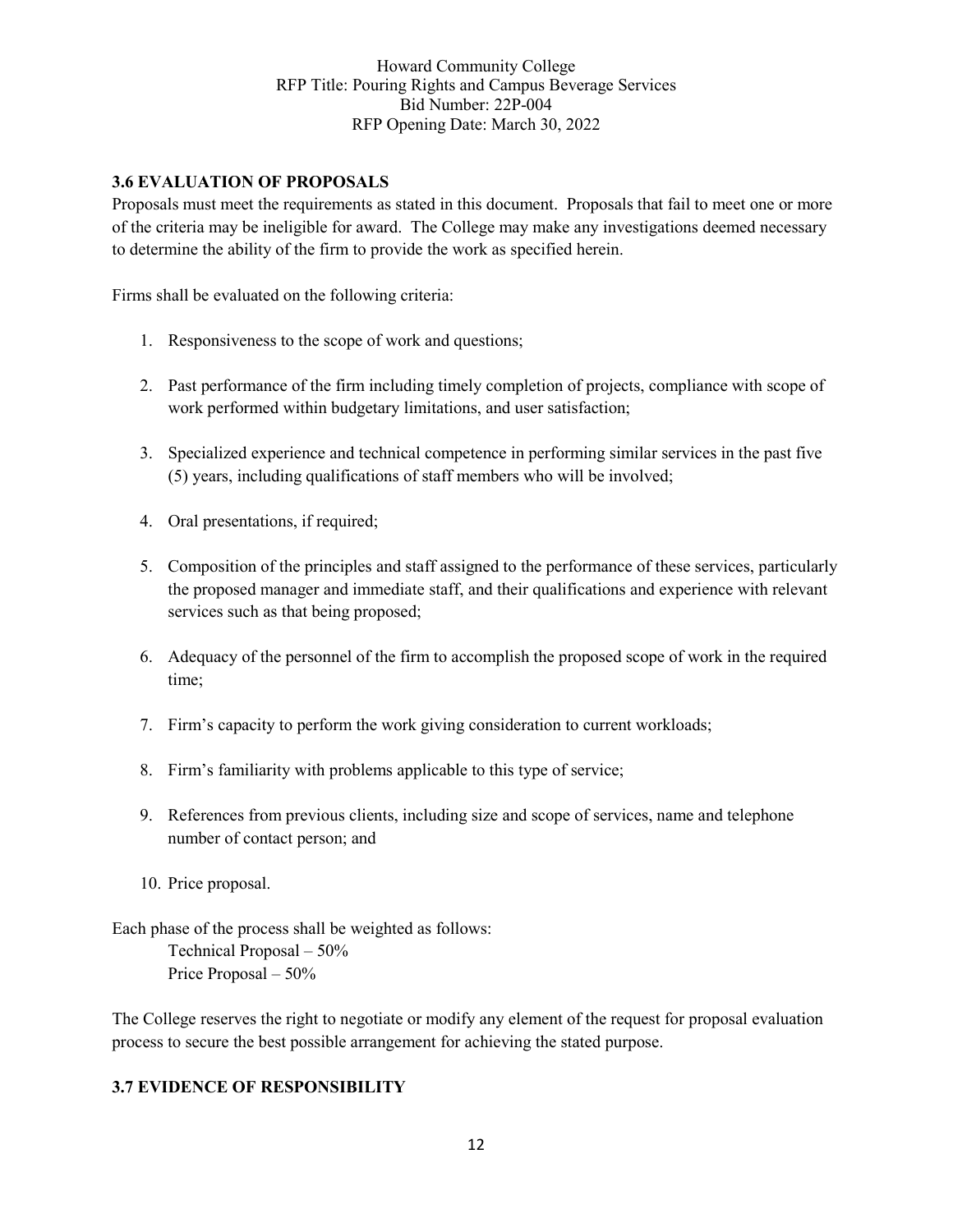### 3.6 EVALUATION OF PROPOSALS

Proposals must meet the requirements as stated in this document. Proposals that fail to meet one or more of the criteria may be ineligible for award. The College may make any investigations deemed necessary to determine the ability of the firm to provide the work as specified herein.

Firms shall be evaluated on the following criteria:

1. Responsiveness to the scope of work and questions;

2. Past performance of the firm including timely completion of projects, compliance with scope of work performed within budgetary limitations, and user satisfaction;

3. Specialized experience and technical competence in performing similar services in the past five (5) years, including qualifications of staff members who will be involved;

4. Oral presentations, if required;

5. Composition of the principles and staff assigned to the performance of these services, particularly the proposed manager and immediate staff, and their qualifications and experience with relevant services such as that being proposed;

6. Adequacy of the personnel of the firm to accomplish the proposed scope of work in the required time;

7. Firm's capacity to perform the work giving consideration to current workloads;

8. Firm's familiarity with problems applicable to this type of service;

9. References from previous clients, including size and scope of services, name and telephone number of contact person; and

10. Price proposal.

Each phase of the process shall be weighted as follows:

Technical Proposal – 50%
Price Proposal – 50%

The College reserves the right to negotiate or modify any element of the request for proposal evaluation process to secure the best possible arrangement for achieving the stated purpose.

### 3.7 EVIDENCE OF RESPONSIBILITY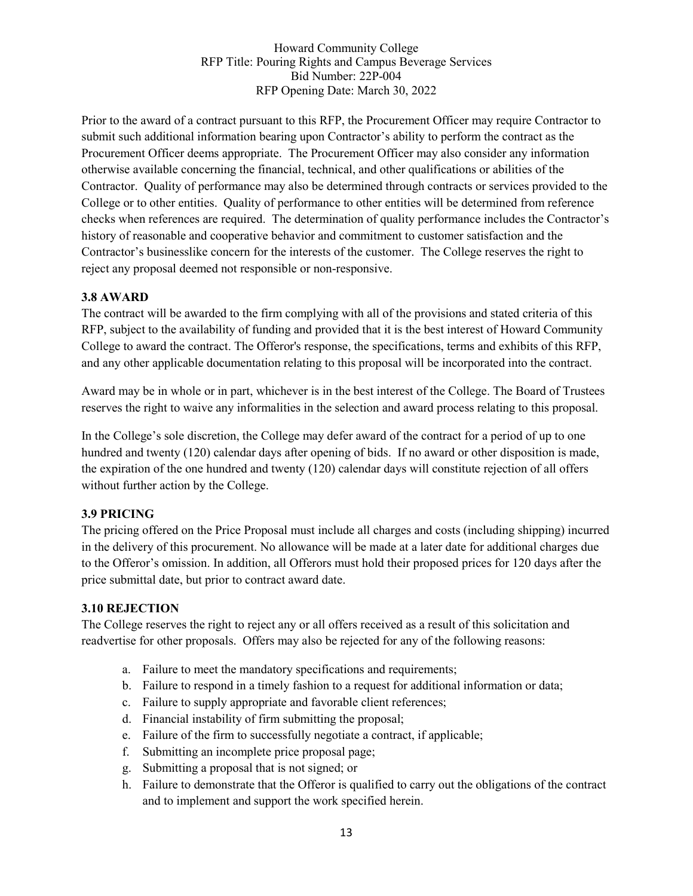Prior to the award of a contract pursuant to this RFP, the Procurement Officer may require Contractor to submit such additional information bearing upon Contractor's ability to perform the contract as the Procurement Officer deems appropriate. The Procurement Officer may also consider any information otherwise available concerning the financial, technical, and other qualifications or abilities of the Contractor. Quality of performance may also be determined through contracts or services provided to the College or to other entities. Quality of performance to other entities will be determined from reference checks when references are required. The determination of quality performance includes the Contractor's history of reasonable and cooperative behavior and commitment to customer satisfaction and the Contractor's businesslike concern for the interests of the customer. The College reserves the right to reject any proposal deemed not responsible or non-responsive.

### 3.8 AWARD

The contract will be awarded to the firm complying with all of the provisions and stated criteria of this RFP, subject to the availability of funding and provided that it is the best interest of Howard Community College to award the contract. The Offeror's response, the specifications, terms and exhibits of this RFP, and any other applicable documentation relating to this proposal will be incorporated into the contract.

Award may be in whole or in part, whichever is in the best interest of the College. The Board of Trustees reserves the right to waive any informalities in the selection and award process relating to this proposal.

In the College's sole discretion, the College may defer award of the contract for a period of up to one hundred and twenty (120) calendar days after opening of bids. If no award or other disposition is made, the expiration of the one hundred and twenty (120) calendar days will constitute rejection of all offers without further action by the College.

### 3.9 PRICING

The pricing offered on the Price Proposal must include all charges and costs (including shipping) incurred in the delivery of this procurement. No allowance will be made at a later date for additional charges due to the Offeror's omission. In addition, all Offerors must hold their proposed prices for 120 days after the price submittal date, but prior to contract award date.

### 3.10 REJECTION

The College reserves the right to reject any or all offers received as a result of this solicitation and readvertise for other proposals. Offers may also be rejected for any of the following reasons:

a. Failure to meet the mandatory specifications and requirements;
b. Failure to respond in a timely fashion to a request for additional information or data;
c. Failure to supply appropriate and favorable client references;
d. Financial instability of firm submitting the proposal;
e. Failure of the firm to successfully negotiate a contract, if applicable;
f. Submitting an incomplete price proposal page;
g. Submitting a proposal that is not signed; or
h. Failure to demonstrate that the Offeror is qualified to carry out the obligations of the contract and to implement and support the work specified herein.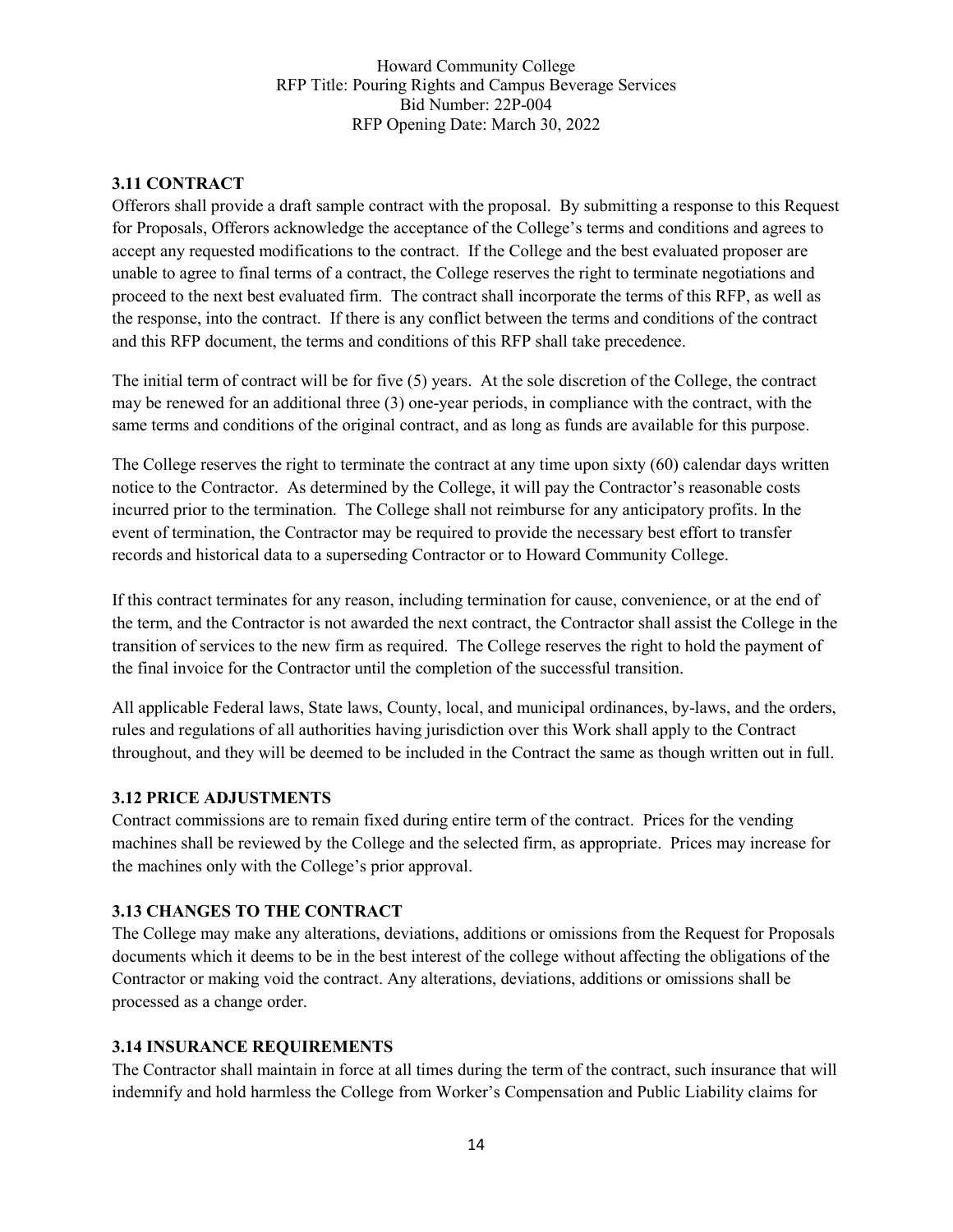### 3.11 CONTRACT

Offerors shall provide a draft sample contract with the proposal. By submitting a response to this Request for Proposals, Offerors acknowledge the acceptance of the College's terms and conditions and agrees to accept any requested modifications to the contract. If the College and the best evaluated proposer are unable to agree to final terms of a contract, the College reserves the right to terminate negotiations and proceed to the next best evaluated firm. The contract shall incorporate the terms of this RFP, as well as the response, into the contract. If there is any conflict between the terms and conditions of the contract and this RFP document, the terms and conditions of this RFP shall take precedence.

The initial term of contract will be for five (5) years. At the sole discretion of the College, the contract may be renewed for an additional three (3) one-year periods, in compliance with the contract, with the same terms and conditions of the original contract, and as long as funds are available for this purpose.

The College reserves the right to terminate the contract at any time upon sixty (60) calendar days written notice to the Contractor. As determined by the College, it will pay the Contractor's reasonable costs incurred prior to the termination. The College shall not reimburse for any anticipatory profits. In the event of termination, the Contractor may be required to provide the necessary best effort to transfer records and historical data to a superseding Contractor or to Howard Community College.

If this contract terminates for any reason, including termination for cause, convenience, or at the end of the term, and the Contractor is not awarded the next contract, the Contractor shall assist the College in the transition of services to the new firm as required. The College reserves the right to hold the payment of the final invoice for the Contractor until the completion of the successful transition.

All applicable Federal laws, State laws, County, local, and municipal ordinances, by-laws, and the orders, rules and regulations of all authorities having jurisdiction over this Work shall apply to the Contract throughout, and they will be deemed to be included in the Contract the same as though written out in full.

### 3.12 PRICE ADJUSTMENTS

Contract commissions are to remain fixed during entire term of the contract. Prices for the vending machines shall be reviewed by the College and the selected firm, as appropriate. Prices may increase for the machines only with the College's prior approval.

### 3.13 CHANGES TO THE CONTRACT

The College may make any alterations, deviations, additions or omissions from the Request for Proposals documents which it deems to be in the best interest of the college without affecting the obligations of the Contractor or making void the contract. Any alterations, deviations, additions or omissions shall be processed as a change order.

### 3.14 INSURANCE REQUIREMENTS

The Contractor shall maintain in force at all times during the term of the contract, such insurance that will indemnify and hold harmless the College from Worker's Compensation and Public Liability claims for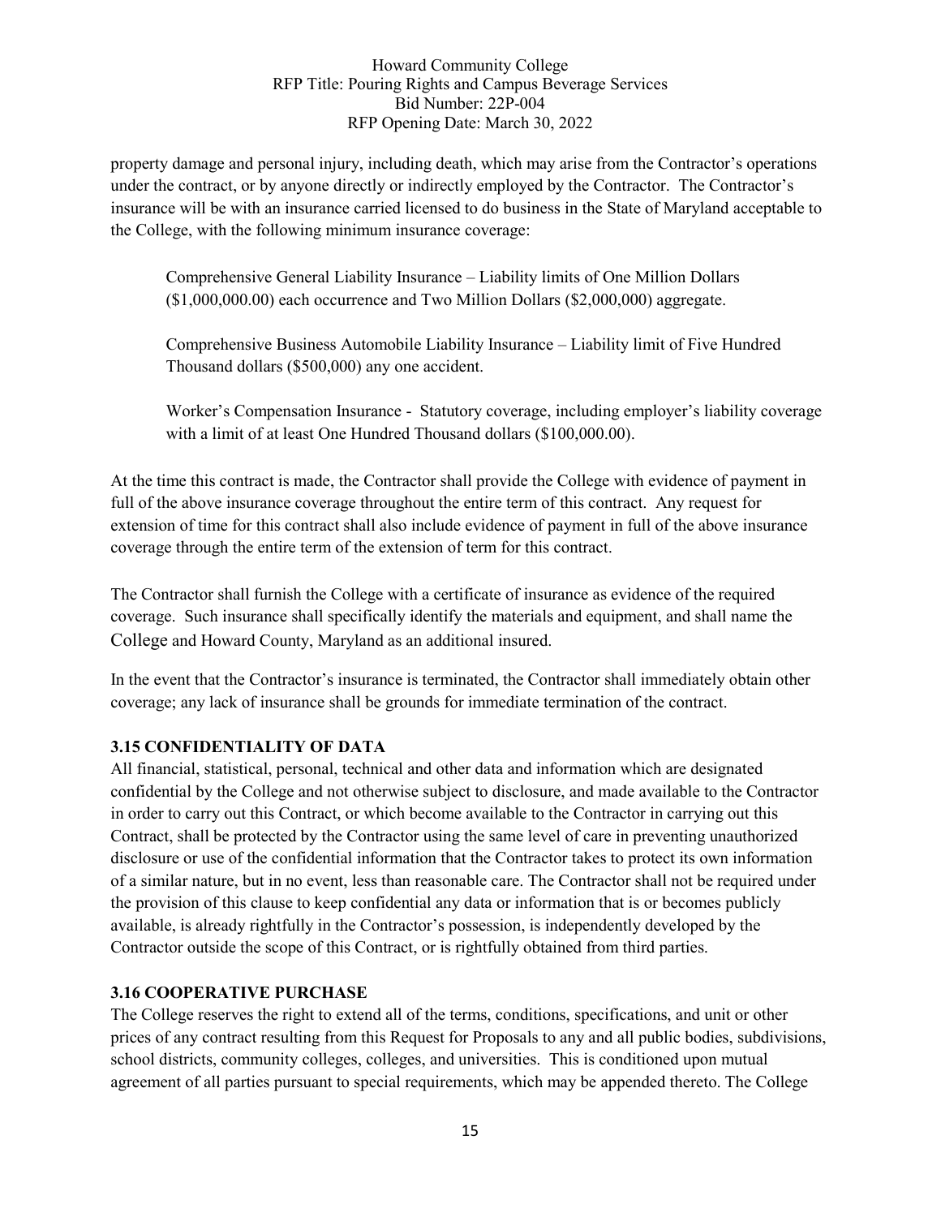property damage and personal injury, including death, which may arise from the Contractor's operations under the contract, or by anyone directly or indirectly employed by the Contractor. The Contractor's insurance will be with an insurance carried licensed to do business in the State of Maryland acceptable to the College, with the following minimum insurance coverage:

Comprehensive General Liability Insurance – Liability limits of One Million Dollars ($1,000,000.00) each occurrence and Two Million Dollars ($2,000,000) aggregate.

Comprehensive Business Automobile Liability Insurance – Liability limit of Five Hundred Thousand dollars ($500,000) any one accident.

Worker's Compensation Insurance - Statutory coverage, including employer's liability coverage with a limit of at least One Hundred Thousand dollars ($100,000.00).

At the time this contract is made, the Contractor shall provide the College with evidence of payment in full of the above insurance coverage throughout the entire term of this contract. Any request for extension of time for this contract shall also include evidence of payment in full of the above insurance coverage through the entire term of the extension of term for this contract.

The Contractor shall furnish the College with a certificate of insurance as evidence of the required coverage. Such insurance shall specifically identify the materials and equipment, and shall name the College and Howard County, Maryland as an additional insured.

In the event that the Contractor's insurance is terminated, the Contractor shall immediately obtain other coverage; any lack of insurance shall be grounds for immediate termination of the contract.

### 3.15 CONFIDENTIALITY OF DATA

All financial, statistical, personal, technical and other data and information which are designated confidential by the College and not otherwise subject to disclosure, and made available to the Contractor in order to carry out this Contract, or which become available to the Contractor in carrying out this Contract, shall be protected by the Contractor using the same level of care in preventing unauthorized disclosure or use of the confidential information that the Contractor takes to protect its own information of a similar nature, but in no event, less than reasonable care. The Contractor shall not be required under the provision of this clause to keep confidential any data or information that is or becomes publicly available, is already rightfully in the Contractor's possession, is independently developed by the Contractor outside the scope of this Contract, or is rightfully obtained from third parties.

### 3.16 COOPERATIVE PURCHASE

The College reserves the right to extend all of the terms, conditions, specifications, and unit or other prices of any contract resulting from this Request for Proposals to any and all public bodies, subdivisions, school districts, community colleges, colleges, and universities. This is conditioned upon mutual agreement of all parties pursuant to special requirements, which may be appended thereto. The College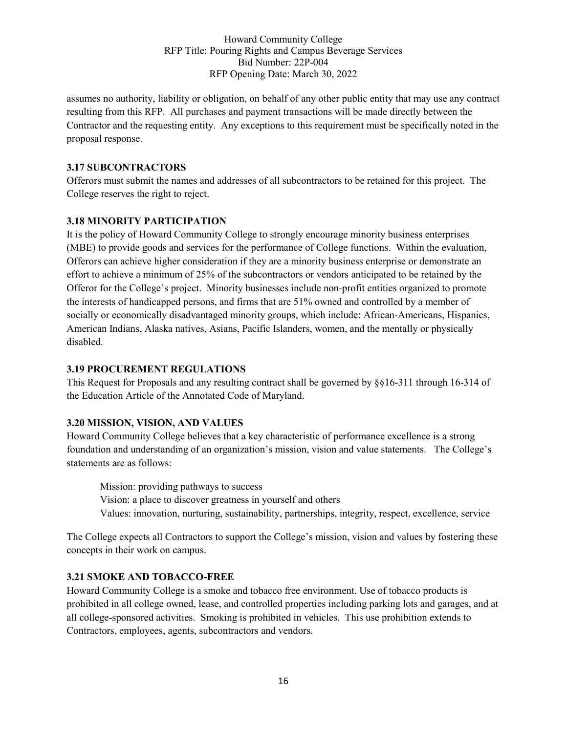assumes no authority, liability or obligation, on behalf of any other public entity that may use any contract resulting from this RFP. All purchases and payment transactions will be made directly between the Contractor and the requesting entity. Any exceptions to this requirement must be specifically noted in the proposal response.

### 3.17 SUBCONTRACTORS

Offerors must submit the names and addresses of all subcontractors to be retained for this project. The College reserves the right to reject.

### 3.18 MINORITY PARTICIPATION

It is the policy of Howard Community College to strongly encourage minority business enterprises (MBE) to provide goods and services for the performance of College functions. Within the evaluation, Offerors can achieve higher consideration if they are a minority business enterprise or demonstrate an effort to achieve a minimum of 25% of the subcontractors or vendors anticipated to be retained by the Offeror for the College's project. Minority businesses include non-profit entities organized to promote the interests of handicapped persons, and firms that are 51% owned and controlled by a member of socially or economically disadvantaged minority groups, which include: African-Americans, Hispanics, American Indians, Alaska natives, Asians, Pacific Islanders, women, and the mentally or physically disabled.

### 3.19 PROCUREMENT REGULATIONS

This Request for Proposals and any resulting contract shall be governed by §§16-311 through 16-314 of the Education Article of the Annotated Code of Maryland.

### 3.20 MISSION, VISION, AND VALUES

Howard Community College believes that a key characteristic of performance excellence is a strong foundation and understanding of an organization's mission, vision and value statements. The College's statements are as follows:

> Mission: providing pathways to success
> Vision: a place to discover greatness in yourself and others
> Values: innovation, nurturing, sustainability, partnerships, integrity, respect, excellence, service

The College expects all Contractors to support the College's mission, vision and values by fostering these concepts in their work on campus.

### 3.21 SMOKE AND TOBACCO-FREE

Howard Community College is a smoke and tobacco free environment. Use of tobacco products is prohibited in all college owned, lease, and controlled properties including parking lots and garages, and at all college-sponsored activities. Smoking is prohibited in vehicles. This use prohibition extends to Contractors, employees, agents, subcontractors and vendors.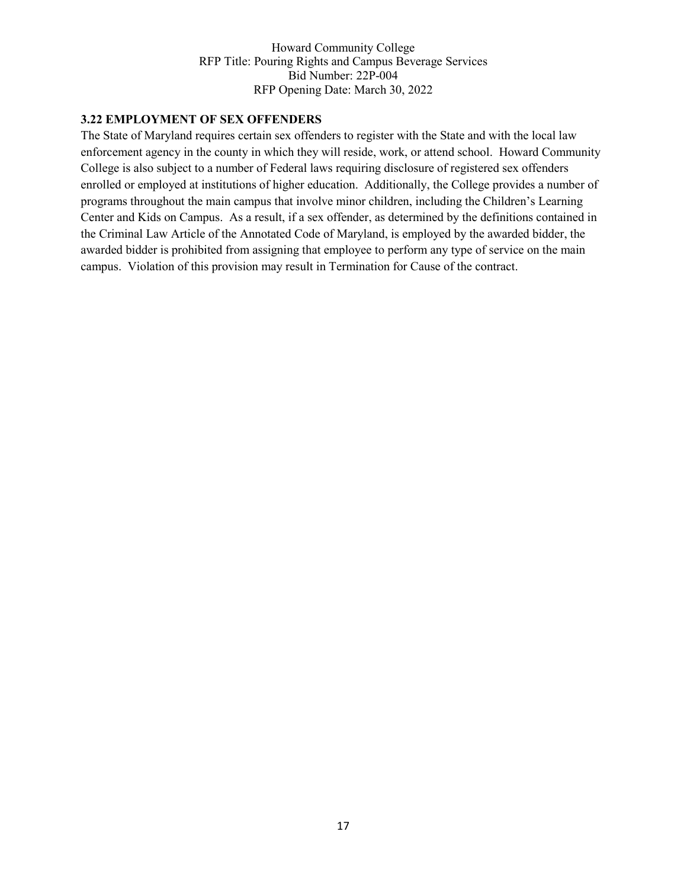### 3.22 EMPLOYMENT OF SEX OFFENDERS

The State of Maryland requires certain sex offenders to register with the State and with the local law enforcement agency in the county in which they will reside, work, or attend school. Howard Community College is also subject to a number of Federal laws requiring disclosure of registered sex offenders enrolled or employed at institutions of higher education. Additionally, the College provides a number of programs throughout the main campus that involve minor children, including the Children's Learning Center and Kids on Campus. As a result, if a sex offender, as determined by the definitions contained in the Criminal Law Article of the Annotated Code of Maryland, is employed by the awarded bidder, the awarded bidder is prohibited from assigning that employee to perform any type of service on the main campus. Violation of this provision may result in Termination for Cause of the contract.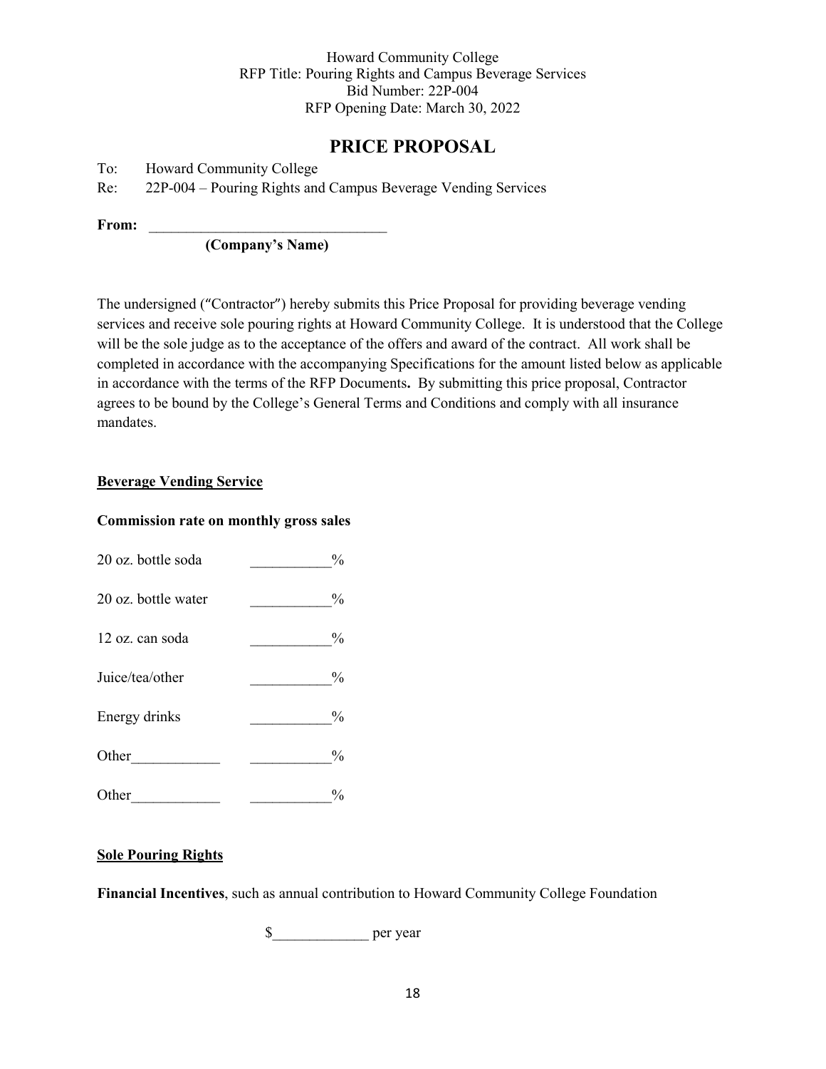Howard Community College
RFP Title: Pouring Rights and Campus Beverage Services
Bid Number: 22P-004
RFP Opening Date: March 30, 2022

# PRICE PROPOSAL

To: Howard Community College

Re: 22P-004 – Pouring Rights and Campus Beverage Vending Services

**From:** ________________________________

**(Company's Name)**

The undersigned ("Contractor") hereby submits this Price Proposal for providing beverage vending services and receive sole pouring rights at Howard Community College. It is understood that the College will be the sole judge as to the acceptance of the offers and award of the contract. All work shall be completed in accordance with the accompanying Specifications for the amount listed below as applicable in accordance with the terms of the RFP Documents**.** By submitting this price proposal, Contractor agrees to be bound by the College's General Terms and Conditions and comply with all insurance mandates.

**Beverage Vending Service**

**Commission rate on monthly gross sales**

20 oz. bottle soda ___________%

20 oz. bottle water ___________%

12 oz. can soda ___________%

Juice/tea/other ___________%

Energy drinks ___________%

Other____________ ___________%

Other____________ ___________%

**Sole Pouring Rights**

**Financial Incentives**, such as annual contribution to Howard Community College Foundation

$_____________ per year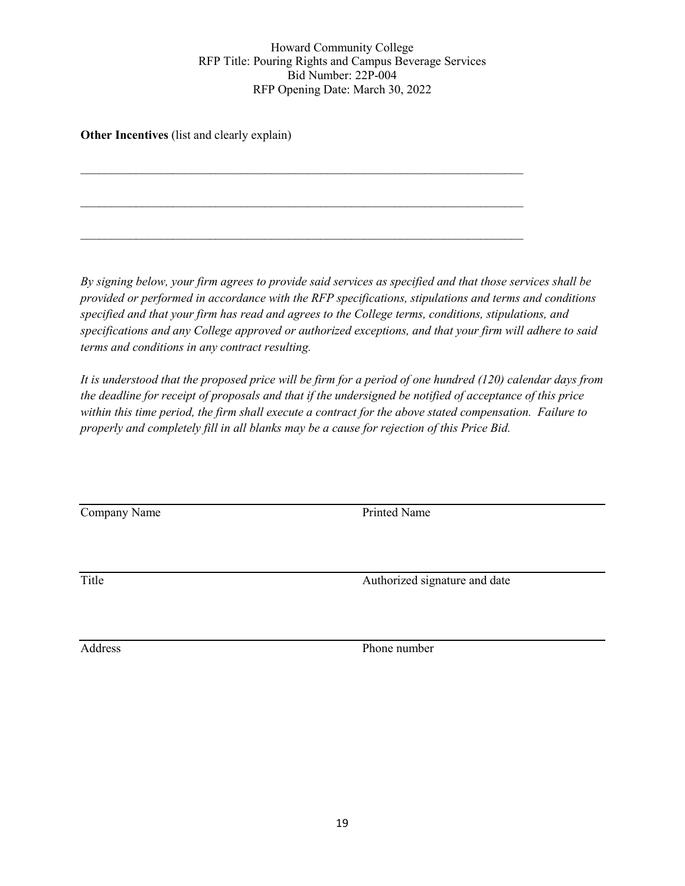**Other Incentives** (list and clearly explain)

\_\_\_\_\_\_\_\_\_\_\_\_\_\_\_\_\_\_\_\_\_\_\_\_\_\_\_\_\_\_\_\_\_\_\_\_\_\_\_\_\_\_\_\_\_\_\_\_\_\_\_\_\_\_\_\_\_\_\_\_\_\_\_\_\_\_\_\_\_\_\_\_\_

\_\_\_\_\_\_\_\_\_\_\_\_\_\_\_\_\_\_\_\_\_\_\_\_\_\_\_\_\_\_\_\_\_\_\_\_\_\_\_\_\_\_\_\_\_\_\_\_\_\_\_\_\_\_\_\_\_\_\_\_\_\_\_\_\_\_\_\_\_\_\_\_\_

\_\_\_\_\_\_\_\_\_\_\_\_\_\_\_\_\_\_\_\_\_\_\_\_\_\_\_\_\_\_\_\_\_\_\_\_\_\_\_\_\_\_\_\_\_\_\_\_\_\_\_\_\_\_\_\_\_\_\_\_\_\_\_\_\_\_\_\_\_\_\_\_\_

*By signing below, your firm agrees to provide said services as specified and that those services shall be provided or performed in accordance with the RFP specifications, stipulations and terms and conditions specified and that your firm has read and agrees to the College terms, conditions, stipulations, and specifications and any College approved or authorized exceptions, and that your firm will adhere to said terms and conditions in any contract resulting.*

*It is understood that the proposed price will be firm for a period of one hundred (120) calendar days from the deadline for receipt of proposals and that if the undersigned be notified of acceptance of this price within this time period, the firm shall execute a contract for the above stated compensation. Failure to properly and completely fill in all blanks may be a cause for rejection of this Price Bid.*

| | |
|---|---|
| Company Name | Printed Name |
| Title | Authorized signature and date |
| Address | Phone number |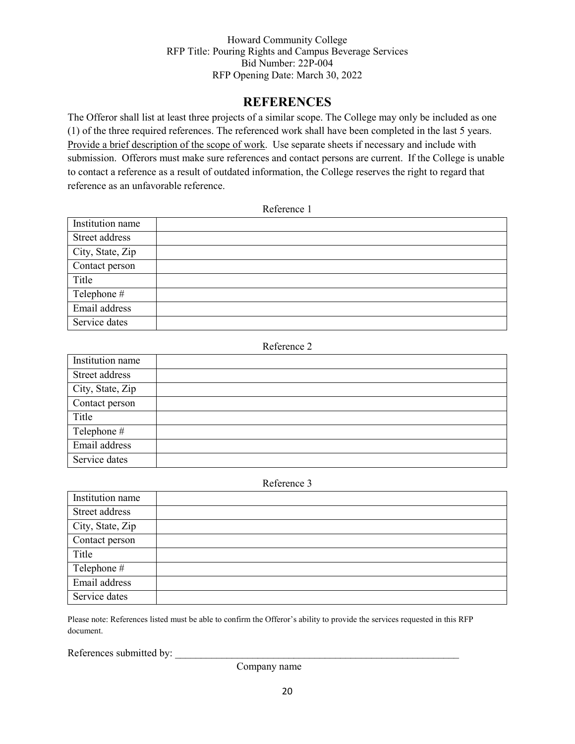Howard Community College
RFP Title: Pouring Rights and Campus Beverage Services
Bid Number: 22P-004
RFP Opening Date: March 30, 2022

# REFERENCES

The Offeror shall list at least three projects of a similar scope. The College may only be included as one (1) of the three required references. The referenced work shall have been completed in the last 5 years. Provide a brief description of the scope of work. Use separate sheets if necessary and include with submission. Offerors must make sure references and contact persons are current. If the College is unable to contact a reference as a result of outdated information, the College reserves the right to regard that reference as an unfavorable reference.

Reference 1

| | |
|---|---|
| Institution name | |
| Street address | |
| City, State, Zip | |
| Contact person | |
| Title | |
| Telephone # | |
| Email address | |
| Service dates | |

Reference 2

| | |
|---|---|
| Institution name | |
| Street address | |
| City, State, Zip | |
| Contact person | |
| Title | |
| Telephone # | |
| Email address | |
| Service dates | |

Reference 3

| | |
|---|---|
| Institution name | |
| Street address | |
| City, State, Zip | |
| Contact person | |
| Title | |
| Telephone # | |
| Email address | |
| Service dates | |

Please note: References listed must be able to confirm the Offeror's ability to provide the services requested in this RFP document.

References submitted by: ___________________________________________________________
Company name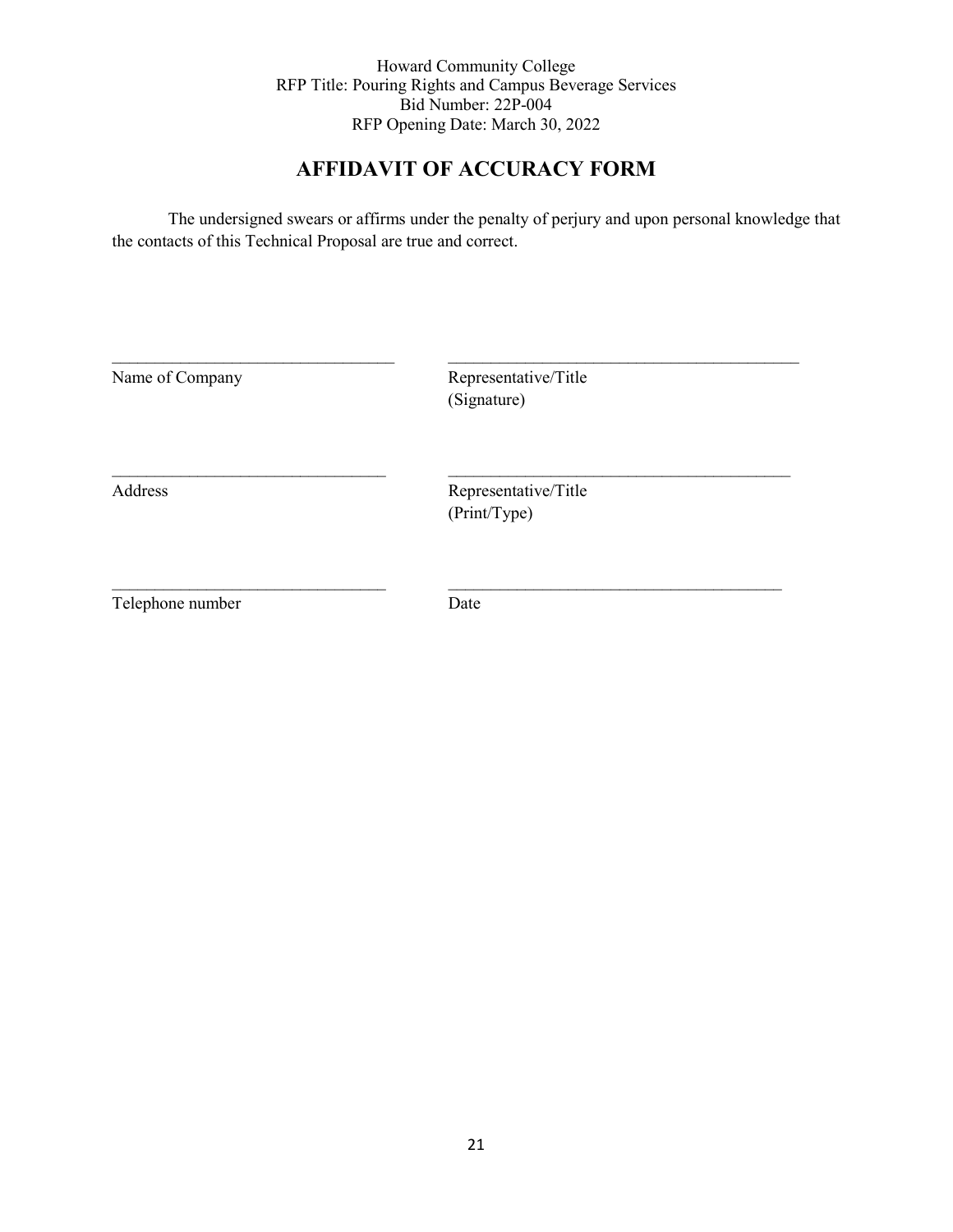Howard Community College
RFP Title: Pouring Rights and Campus Beverage Services
Bid Number: 22P-004
RFP Opening Date: March 30, 2022

# AFFIDAVIT OF ACCURACY FORM

The undersigned swears or affirms under the penalty of perjury and upon personal knowledge that the contacts of this Technical Proposal are true and correct.

| | |
|---|---|
| _________________________________ | _________________________________________ |
| Name of Company | Representative/Title (Signature) |
| _________________________________ | _________________________________________ |
| Address | Representative/Title (Print/Type) |
| _________________________________ | _________________________________________ |
| Telephone number | Date |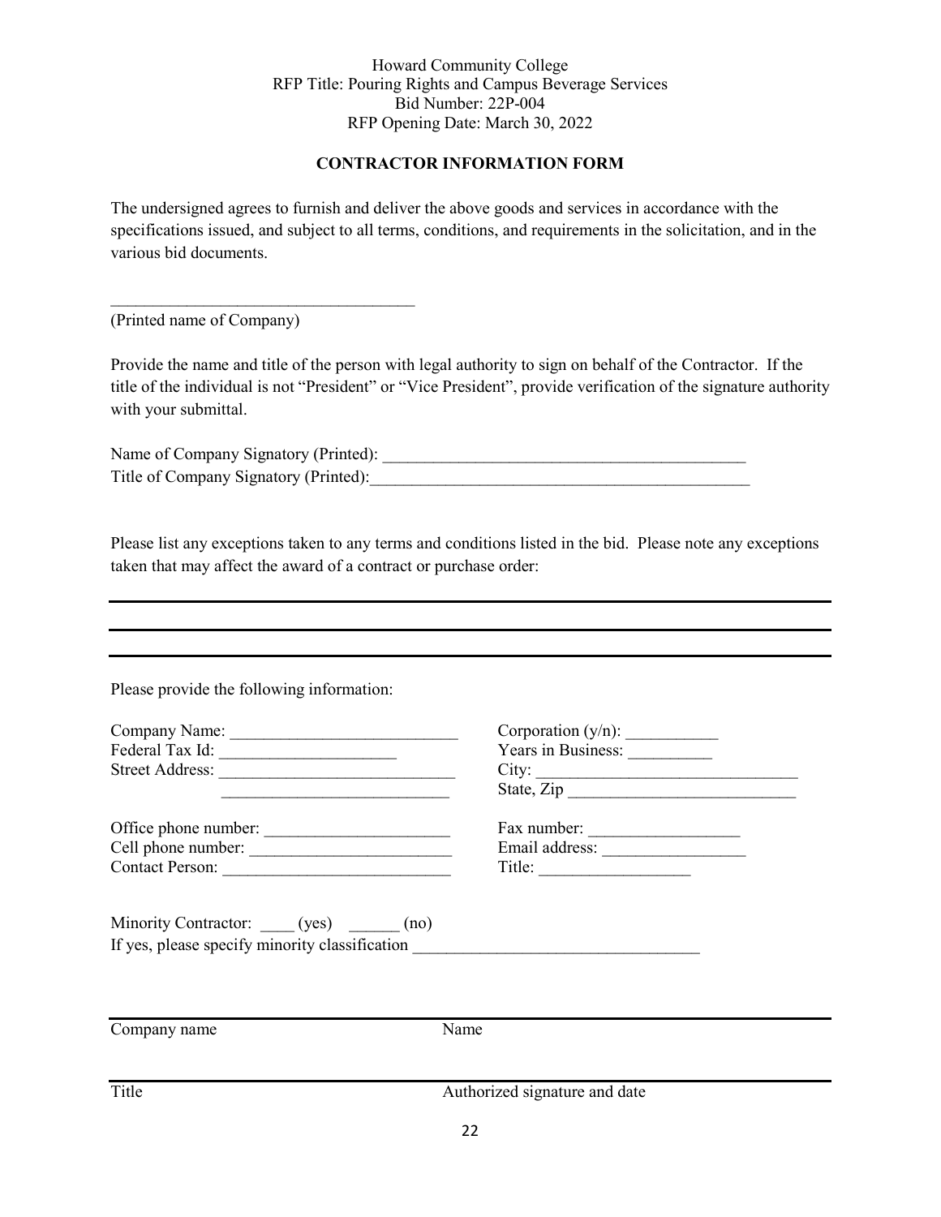Howard Community College
RFP Title: Pouring Rights and Campus Beverage Services
Bid Number: 22P-004
RFP Opening Date: March 30, 2022

**CONTRACTOR INFORMATION FORM**

The undersigned agrees to furnish and deliver the above goods and services in accordance with the specifications issued, and subject to all terms, conditions, and requirements in the solicitation, and in the various bid documents.

____________________________________
(Printed name of Company)

Provide the name and title of the person with legal authority to sign on behalf of the Contractor. If the title of the individual is not "President" or "Vice President", provide verification of the signature authority with your submittal.

Name of Company Signatory (Printed): ____________________________________________
Title of Company Signatory (Printed):______________________________________________

Please list any exceptions taken to any terms and conditions listed in the bid. Please note any exceptions taken that may affect the award of a contract or purchase order:

---

---

---

Please provide the following information:

Company Name: ___________________________
Federal Tax Id: _____________________
Street Address: ____________________________
_____________________________
Office phone number: ______________________
Cell phone number: ________________________
Contact Person: ___________________________

Corporation (y/n): ___________
Years in Business: __________
City: _______________________________
State, Zip ___________________________
Fax number: __________________
Email address: _________________
Title: __________________

Minority Contractor: ____ (yes) ______ (no)
If yes, please specify minority classification __________________________________

| | |
|---|---|
| Company name | Name |
| Title | Authorized signature and date |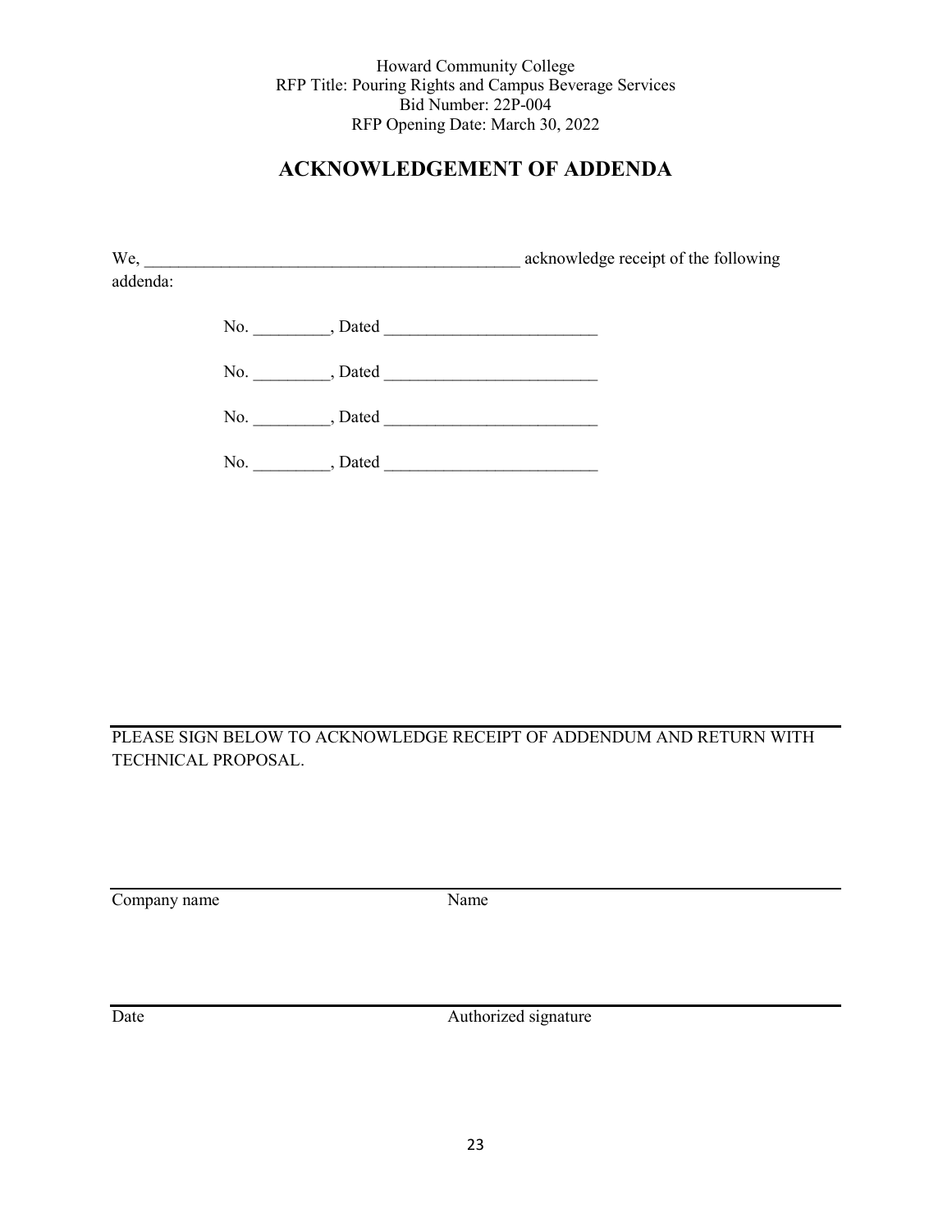Howard Community College
RFP Title: Pouring Rights and Campus Beverage Services
Bid Number: 22P-004
RFP Opening Date: March 30, 2022

# ACKNOWLEDGEMENT OF ADDENDA

We, _____________________________________________ acknowledge receipt of the following addenda:

No. _________, Dated _________________________

No. _________, Dated _________________________

No. _________, Dated _________________________

No. _________, Dated _________________________

PLEASE SIGN BELOW TO ACKNOWLEDGE RECEIPT OF ADDENDUM AND RETURN WITH TECHNICAL PROPOSAL.

Company name Name

Date Authorized signature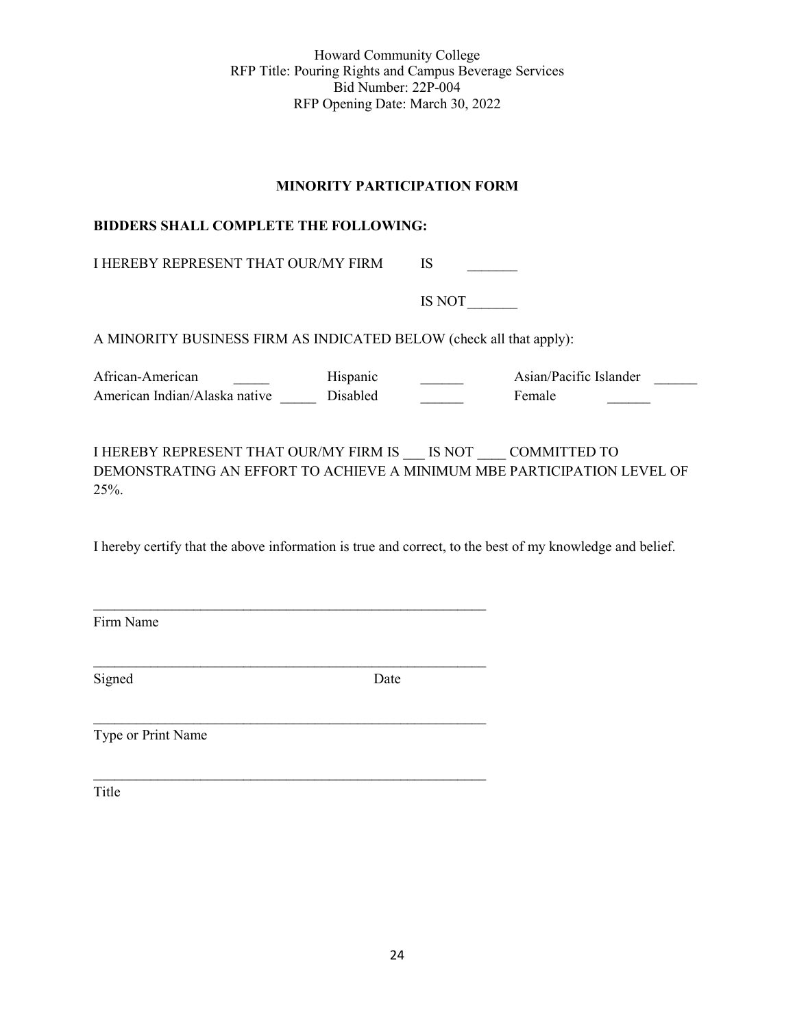Howard Community College
RFP Title: Pouring Rights and Campus Beverage Services
Bid Number: 22P-004
RFP Opening Date: March 30, 2022

## MINORITY PARTICIPATION FORM

**BIDDERS SHALL COMPLETE THE FOLLOWING:**

I HEREBY REPRESENT THAT OUR/MY FIRM IS _______

IS NOT_______

A MINORITY BUSINESS FIRM AS INDICATED BELOW (check all that apply):

| | | | | | |
|---|---|---|---|---|---|
| African-American | _____ | Hispanic | ______ | Asian/Pacific Islander | ______ |
| American Indian/Alaska native | _____ | Disabled | ______ | Female | ______ |

I HEREBY REPRESENT THAT OUR/MY FIRM IS ___ IS NOT ____ COMMITTED TO DEMONSTRATING AN EFFORT TO ACHIEVE A MINIMUM MBE PARTICIPATION LEVEL OF 25%.

I hereby certify that the above information is true and correct, to the best of my knowledge and belief.

_________________________________________________________
Firm Name

_________________________________________________________
Signed Date

_________________________________________________________
Type or Print Name

_________________________________________________________
Title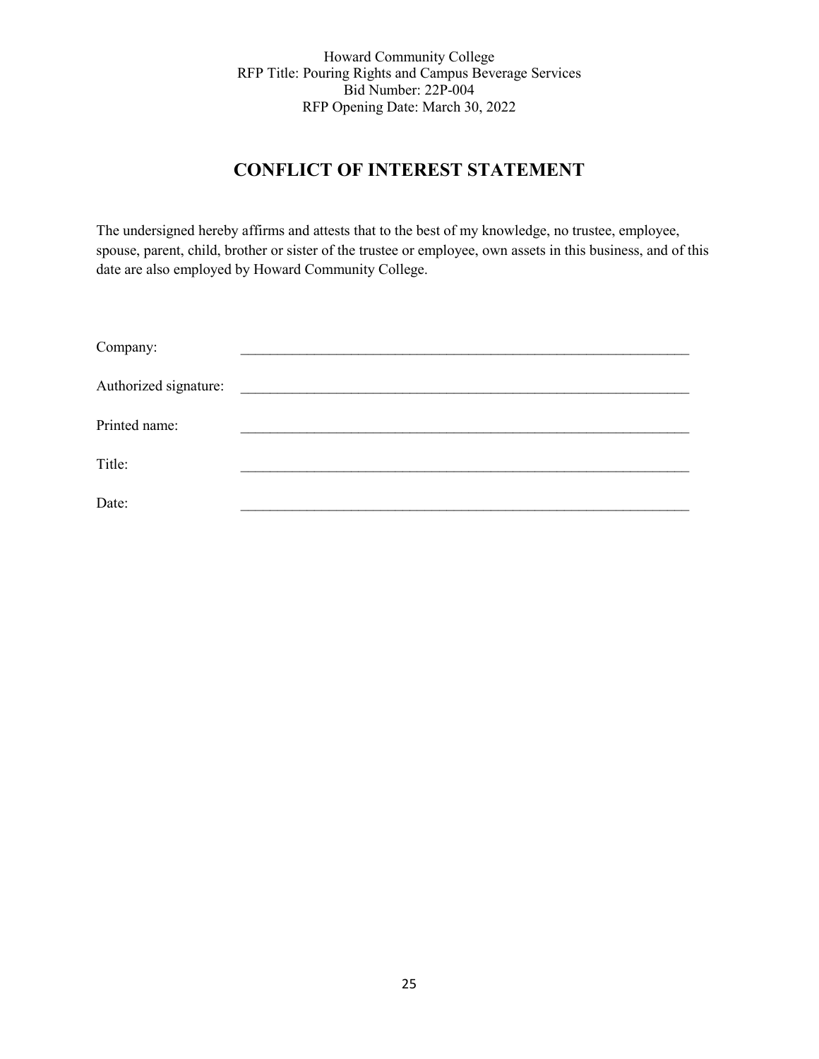Howard Community College
RFP Title: Pouring Rights and Campus Beverage Services
Bid Number: 22P-004
RFP Opening Date: March 30, 2022

# CONFLICT OF INTEREST STATEMENT

The undersigned hereby affirms and attests that to the best of my knowledge, no trustee, employee, spouse, parent, child, brother or sister of the trustee or employee, own assets in this business, and of this date are also employed by Howard Community College.

Company: ______________________________________________________________

Authorized signature: ______________________________________________________________

Printed name: ______________________________________________________________

Title: ______________________________________________________________

Date: ______________________________________________________________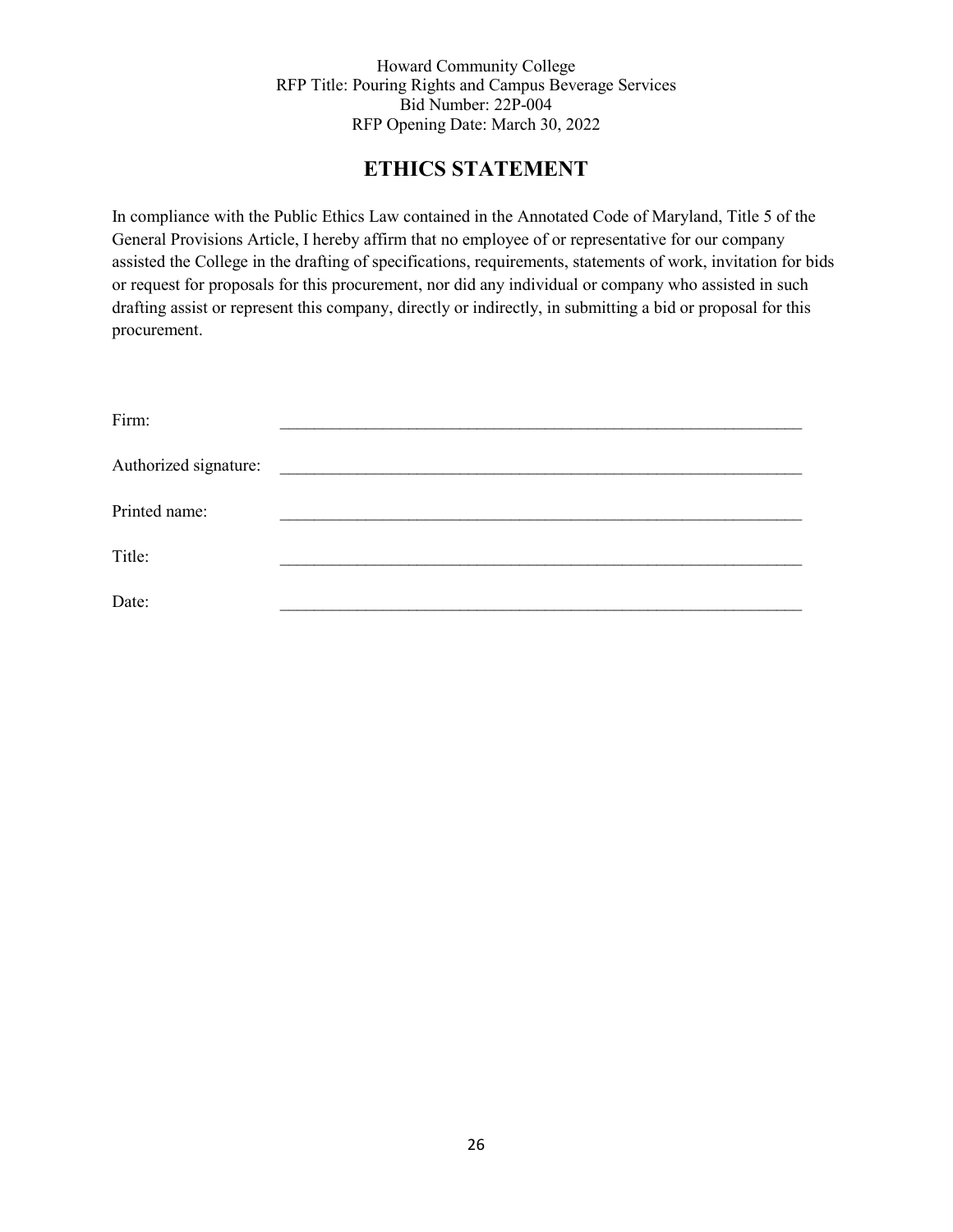Howard Community College
RFP Title: Pouring Rights and Campus Beverage Services
Bid Number: 22P-004
RFP Opening Date: March 30, 2022

## ETHICS STATEMENT

In compliance with the Public Ethics Law contained in the Annotated Code of Maryland, Title 5 of the General Provisions Article, I hereby affirm that no employee of or representative for our company assisted the College in the drafting of specifications, requirements, statements of work, invitation for bids or request for proposals for this procurement, nor did any individual or company who assisted in such drafting assist or represent this company, directly or indirectly, in submitting a bid or proposal for this procurement.

Firm: _______________________________________________________________

Authorized signature: _______________________________________________________________

Printed name: _______________________________________________________________

Title: _______________________________________________________________

Date: _______________________________________________________________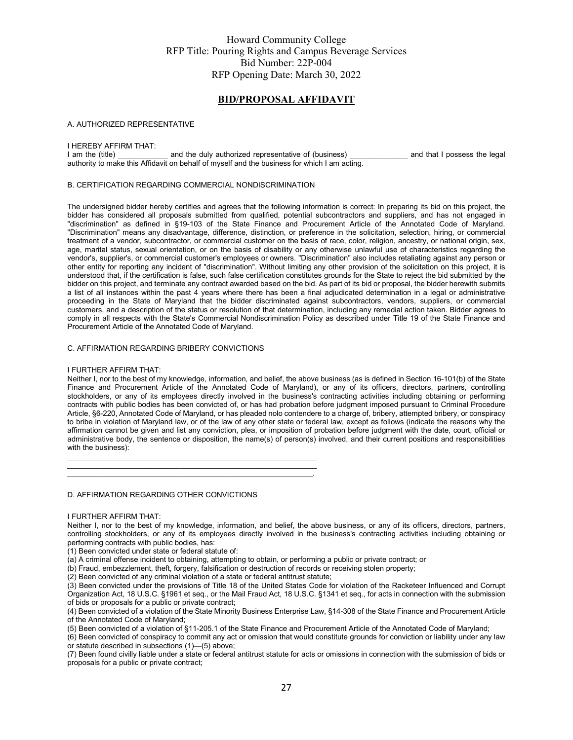Howard Community College
RFP Title: Pouring Rights and Campus Beverage Services
Bid Number: 22P-004
RFP Opening Date: March 30, 2022

## BID/PROPOSAL AFFIDAVIT

A. AUTHORIZED REPRESENTATIVE

I HEREBY AFFIRM THAT:
I am the (title) ____________ and the duly authorized representative of (business) ______________ and that I possess the legal authority to make this Affidavit on behalf of myself and the business for which I am acting.

B. CERTIFICATION REGARDING COMMERCIAL NONDISCRIMINATION

The undersigned bidder hereby certifies and agrees that the following information is correct: In preparing its bid on this project, the bidder has considered all proposals submitted from qualified, potential subcontractors and suppliers, and has not engaged in "discrimination" as defined in §19-103 of the State Finance and Procurement Article of the Annotated Code of Maryland. "Discrimination" means any disadvantage, difference, distinction, or preference in the solicitation, selection, hiring, or commercial treatment of a vendor, subcontractor, or commercial customer on the basis of race, color, religion, ancestry, or national origin, sex, age, marital status, sexual orientation, or on the basis of disability or any otherwise unlawful use of characteristics regarding the vendor's, supplier's, or commercial customer's employees or owners. "Discrimination" also includes retaliating against any person or other entity for reporting any incident of "discrimination". Without limiting any other provision of the solicitation on this project, it is understood that, if the certification is false, such false certification constitutes grounds for the State to reject the bid submitted by the bidder on this project, and terminate any contract awarded based on the bid. As part of its bid or proposal, the bidder herewith submits a list of all instances within the past 4 years where there has been a final adjudicated determination in a legal or administrative proceeding in the State of Maryland that the bidder discriminated against subcontractors, vendors, suppliers, or commercial customers, and a description of the status or resolution of that determination, including any remedial action taken. Bidder agrees to comply in all respects with the State's Commercial Nondiscrimination Policy as described under Title 19 of the State Finance and Procurement Article of the Annotated Code of Maryland.

C. AFFIRMATION REGARDING BRIBERY CONVICTIONS

I FURTHER AFFIRM THAT:
Neither I, nor to the best of my knowledge, information, and belief, the above business (as is defined in Section 16-101(b) of the State Finance and Procurement Article of the Annotated Code of Maryland), or any of its officers, directors, partners, controlling stockholders, or any of its employees directly involved in the business's contracting activities including obtaining or performing contracts with public bodies has been convicted of, or has had probation before judgment imposed pursuant to Criminal Procedure Article, §6-220, Annotated Code of Maryland, or has pleaded nolo contendere to a charge of, bribery, attempted bribery, or conspiracy to bribe in violation of Maryland law, or of the law of any other state or federal law, except as follows (indicate the reasons why the affirmation cannot be given and list any conviction, plea, or imposition of probation before judgment with the date, court, official or administrative body, the sentence or disposition, the name(s) of person(s) involved, and their current positions and responsibilities with the business):

____________________________________________________________
____________________________________________________________
____________________________________________________________.

D. AFFIRMATION REGARDING OTHER CONVICTIONS

I FURTHER AFFIRM THAT:
Neither I, nor to the best of my knowledge, information, and belief, the above business, or any of its officers, directors, partners, controlling stockholders, or any of its employees directly involved in the business's contracting activities including obtaining or performing contracts with public bodies, has:

(1) Been convicted under state or federal statute of:

(a) A criminal offense incident to obtaining, attempting to obtain, or performing a public or private contract; or

(b) Fraud, embezzlement, theft, forgery, falsification or destruction of records or receiving stolen property;

(2) Been convicted of any criminal violation of a state or federal antitrust statute;

(3) Been convicted under the provisions of Title 18 of the United States Code for violation of the Racketeer Influenced and Corrupt Organization Act, 18 U.S.C. §1961 et seq., or the Mail Fraud Act, 18 U.S.C. §1341 et seq., for acts in connection with the submission of bids or proposals for a public or private contract;

(4) Been convicted of a violation of the State Minority Business Enterprise Law, §14-308 of the State Finance and Procurement Article of the Annotated Code of Maryland;

(5) Been convicted of a violation of §11-205.1 of the State Finance and Procurement Article of the Annotated Code of Maryland;

(6) Been convicted of conspiracy to commit any act or omission that would constitute grounds for conviction or liability under any law or statute described in subsections (1)—(5) above;

(7) Been found civilly liable under a state or federal antitrust statute for acts or omissions in connection with the submission of bids or proposals for a public or private contract;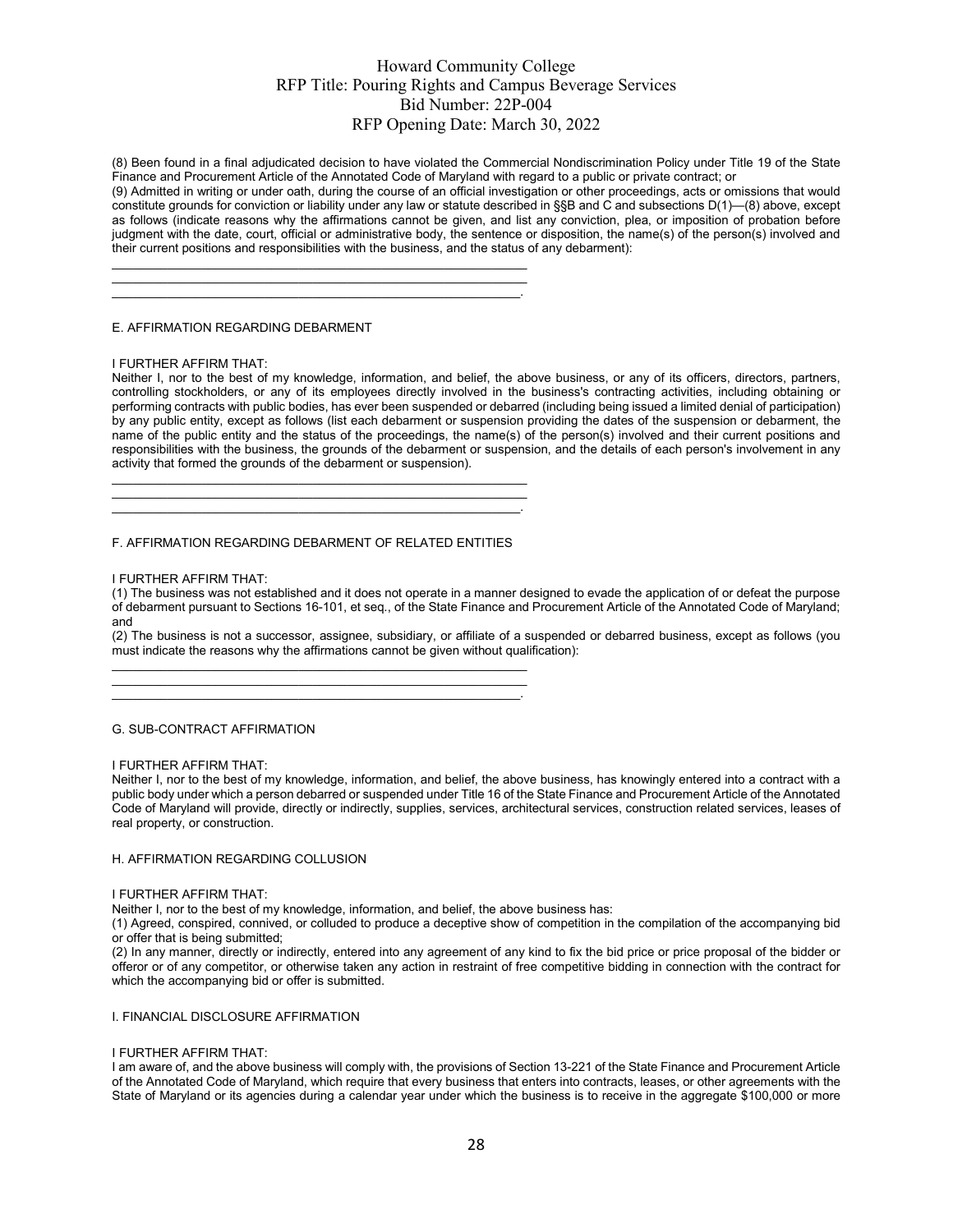(8) Been found in a final adjudicated decision to have violated the Commercial Nondiscrimination Policy under Title 19 of the State Finance and Procurement Article of the Annotated Code of Maryland with regard to a public or private contract; or

(9) Admitted in writing or under oath, during the course of an official investigation or other proceedings, acts or omissions that would constitute grounds for conviction or liability under any law or statute described in §§B and C and subsections D(1)—(8) above, except as follows (indicate reasons why the affirmations cannot be given, and list any conviction, plea, or imposition of probation before judgment with the date, court, official or administrative body, the sentence or disposition, the name(s) of the person(s) involved and their current positions and responsibilities with the business, and the status of any debarment):

\_\_\_\_\_\_\_\_\_\_\_\_\_\_\_\_\_\_\_\_\_\_\_\_\_\_\_\_\_\_\_\_\_\_\_\_\_\_\_\_\_\_\_\_\_\_\_\_\_\_\_\_\_\_\_\_\_\_\_\_
\_\_\_\_\_\_\_\_\_\_\_\_\_\_\_\_\_\_\_\_\_\_\_\_\_\_\_\_\_\_\_\_\_\_\_\_\_\_\_\_\_\_\_\_\_\_\_\_\_\_\_\_\_\_\_\_\_\_\_\_
\_\_\_\_\_\_\_\_\_\_\_\_\_\_\_\_\_\_\_\_\_\_\_\_\_\_\_\_\_\_\_\_\_\_\_\_\_\_\_\_\_\_\_\_\_\_\_\_\_\_\_\_\_\_\_\_\_\_\_.

E. AFFIRMATION REGARDING DEBARMENT

I FURTHER AFFIRM THAT:

Neither I, nor to the best of my knowledge, information, and belief, the above business, or any of its officers, directors, partners, controlling stockholders, or any of its employees directly involved in the business's contracting activities, including obtaining or performing contracts with public bodies, has ever been suspended or debarred (including being issued a limited denial of participation) by any public entity, except as follows (list each debarment or suspension providing the dates of the suspension or debarment, the name of the public entity and the status of the proceedings, the name(s) of the person(s) involved and their current positions and responsibilities with the business, the grounds of the debarment or suspension, and the details of each person's involvement in any activity that formed the grounds of the debarment or suspension).

\_\_\_\_\_\_\_\_\_\_\_\_\_\_\_\_\_\_\_\_\_\_\_\_\_\_\_\_\_\_\_\_\_\_\_\_\_\_\_\_\_\_\_\_\_\_\_\_\_\_\_\_\_\_\_\_\_\_\_\_
\_\_\_\_\_\_\_\_\_\_\_\_\_\_\_\_\_\_\_\_\_\_\_\_\_\_\_\_\_\_\_\_\_\_\_\_\_\_\_\_\_\_\_\_\_\_\_\_\_\_\_\_\_\_\_\_\_\_\_\_
\_\_\_\_\_\_\_\_\_\_\_\_\_\_\_\_\_\_\_\_\_\_\_\_\_\_\_\_\_\_\_\_\_\_\_\_\_\_\_\_\_\_\_\_\_\_\_\_\_\_\_\_\_\_\_\_\_\_\_.

F. AFFIRMATION REGARDING DEBARMENT OF RELATED ENTITIES

I FURTHER AFFIRM THAT:

(1) The business was not established and it does not operate in a manner designed to evade the application of or defeat the purpose of debarment pursuant to Sections 16-101, et seq., of the State Finance and Procurement Article of the Annotated Code of Maryland; and

(2) The business is not a successor, assignee, subsidiary, or affiliate of a suspended or debarred business, except as follows (you must indicate the reasons why the affirmations cannot be given without qualification):

\_\_\_\_\_\_\_\_\_\_\_\_\_\_\_\_\_\_\_\_\_\_\_\_\_\_\_\_\_\_\_\_\_\_\_\_\_\_\_\_\_\_\_\_\_\_\_\_\_\_\_\_\_\_\_\_\_\_\_\_
\_\_\_\_\_\_\_\_\_\_\_\_\_\_\_\_\_\_\_\_\_\_\_\_\_\_\_\_\_\_\_\_\_\_\_\_\_\_\_\_\_\_\_\_\_\_\_\_\_\_\_\_\_\_\_\_\_\_\_\_
\_\_\_\_\_\_\_\_\_\_\_\_\_\_\_\_\_\_\_\_\_\_\_\_\_\_\_\_\_\_\_\_\_\_\_\_\_\_\_\_\_\_\_\_\_\_\_\_\_\_\_\_\_\_\_\_\_\_\_.

G. SUB-CONTRACT AFFIRMATION

I FURTHER AFFIRM THAT:

Neither I, nor to the best of my knowledge, information, and belief, the above business, has knowingly entered into a contract with a public body under which a person debarred or suspended under Title 16 of the State Finance and Procurement Article of the Annotated Code of Maryland will provide, directly or indirectly, supplies, services, architectural services, construction related services, leases of real property, or construction.

H. AFFIRMATION REGARDING COLLUSION

I FURTHER AFFIRM THAT:

Neither I, nor to the best of my knowledge, information, and belief, the above business has:

(1) Agreed, conspired, connived, or colluded to produce a deceptive show of competition in the compilation of the accompanying bid or offer that is being submitted;

(2) In any manner, directly or indirectly, entered into any agreement of any kind to fix the bid price or price proposal of the bidder or offeror or of any competitor, or otherwise taken any action in restraint of free competitive bidding in connection with the contract for which the accompanying bid or offer is submitted.

I. FINANCIAL DISCLOSURE AFFIRMATION

I FURTHER AFFIRM THAT:

I am aware of, and the above business will comply with, the provisions of Section 13-221 of the State Finance and Procurement Article of the Annotated Code of Maryland, which require that every business that enters into contracts, leases, or other agreements with the State of Maryland or its agencies during a calendar year under which the business is to receive in the aggregate $100,000 or more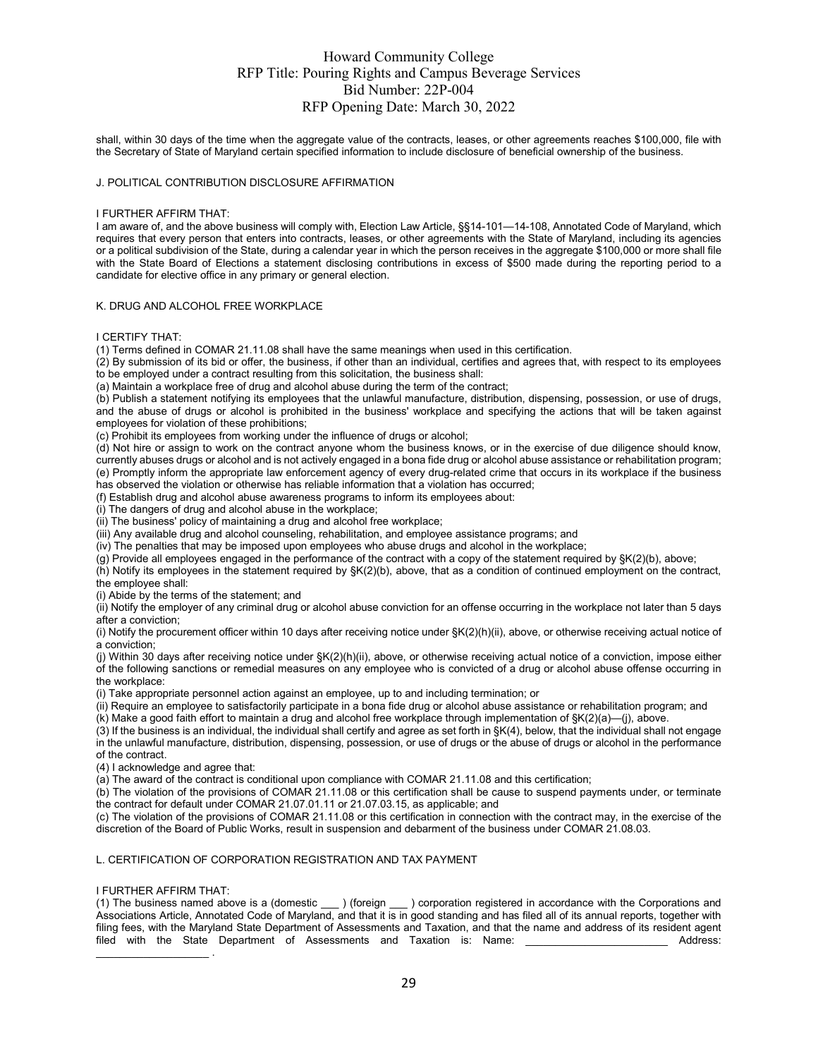shall, within 30 days of the time when the aggregate value of the contracts, leases, or other agreements reaches $100,000, file with the Secretary of State of Maryland certain specified information to include disclosure of beneficial ownership of the business.

J. POLITICAL CONTRIBUTION DISCLOSURE AFFIRMATION

I FURTHER AFFIRM THAT:

I am aware of, and the above business will comply with, Election Law Article, §§14-101—14-108, Annotated Code of Maryland, which requires that every person that enters into contracts, leases, or other agreements with the State of Maryland, including its agencies or a political subdivision of the State, during a calendar year in which the person receives in the aggregate $100,000 or more shall file with the State Board of Elections a statement disclosing contributions in excess of $500 made during the reporting period to a candidate for elective office in any primary or general election.

K. DRUG AND ALCOHOL FREE WORKPLACE

I CERTIFY THAT:

(1) Terms defined in COMAR 21.11.08 shall have the same meanings when used in this certification.

(2) By submission of its bid or offer, the business, if other than an individual, certifies and agrees that, with respect to its employees to be employed under a contract resulting from this solicitation, the business shall:

(a) Maintain a workplace free of drug and alcohol abuse during the term of the contract;

(b) Publish a statement notifying its employees that the unlawful manufacture, distribution, dispensing, possession, or use of drugs, and the abuse of drugs or alcohol is prohibited in the business' workplace and specifying the actions that will be taken against employees for violation of these prohibitions;

(c) Prohibit its employees from working under the influence of drugs or alcohol;

(d) Not hire or assign to work on the contract anyone whom the business knows, or in the exercise of due diligence should know, currently abuses drugs or alcohol and is not actively engaged in a bona fide drug or alcohol abuse assistance or rehabilitation program;

(e) Promptly inform the appropriate law enforcement agency of every drug-related crime that occurs in its workplace if the business has observed the violation or otherwise has reliable information that a violation has occurred;

(f) Establish drug and alcohol abuse awareness programs to inform its employees about:

(i) The dangers of drug and alcohol abuse in the workplace;

(ii) The business' policy of maintaining a drug and alcohol free workplace;

(iii) Any available drug and alcohol counseling, rehabilitation, and employee assistance programs; and

(iv) The penalties that may be imposed upon employees who abuse drugs and alcohol in the workplace;

(g) Provide all employees engaged in the performance of the contract with a copy of the statement required by §K(2)(b), above;

(h) Notify its employees in the statement required by §K(2)(b), above, that as a condition of continued employment on the contract, the employee shall:

(i) Abide by the terms of the statement; and

(ii) Notify the employer of any criminal drug or alcohol abuse conviction for an offense occurring in the workplace not later than 5 days after a conviction;

(i) Notify the procurement officer within 10 days after receiving notice under §K(2)(h)(ii), above, or otherwise receiving actual notice of a conviction;

(j) Within 30 days after receiving notice under §K(2)(h)(ii), above, or otherwise receiving actual notice of a conviction, impose either of the following sanctions or remedial measures on any employee who is convicted of a drug or alcohol abuse offense occurring in the workplace:

(i) Take appropriate personnel action against an employee, up to and including termination; or

(ii) Require an employee to satisfactorily participate in a bona fide drug or alcohol abuse assistance or rehabilitation program; and

(k) Make a good faith effort to maintain a drug and alcohol free workplace through implementation of §K(2)(a)—(j), above.

(3) If the business is an individual, the individual shall certify and agree as set forth in §K(4), below, that the individual shall not engage in the unlawful manufacture, distribution, dispensing, possession, or use of drugs or the abuse of drugs or alcohol in the performance of the contract.

(4) I acknowledge and agree that:

(a) The award of the contract is conditional upon compliance with COMAR 21.11.08 and this certification;

(b) The violation of the provisions of COMAR 21.11.08 or this certification shall be cause to suspend payments under, or terminate the contract for default under COMAR 21.07.01.11 or 21.07.03.15, as applicable; and

(c) The violation of the provisions of COMAR 21.11.08 or this certification in connection with the contract may, in the exercise of the discretion of the Board of Public Works, result in suspension and debarment of the business under COMAR 21.08.03.

L. CERTIFICATION OF CORPORATION REGISTRATION AND TAX PAYMENT

I FURTHER AFFIRM THAT:

(1) The business named above is a (domestic ___ ) (foreign ___ ) corporation registered in accordance with the Corporations and Associations Article, Annotated Code of Maryland, and that it is in good standing and has filed all of its annual reports, together with filing fees, with the Maryland State Department of Assessments and Taxation, and that the name and address of its resident agent filed with the State Department of Assessments and Taxation is: Name: ________________________ Address: ___________________ .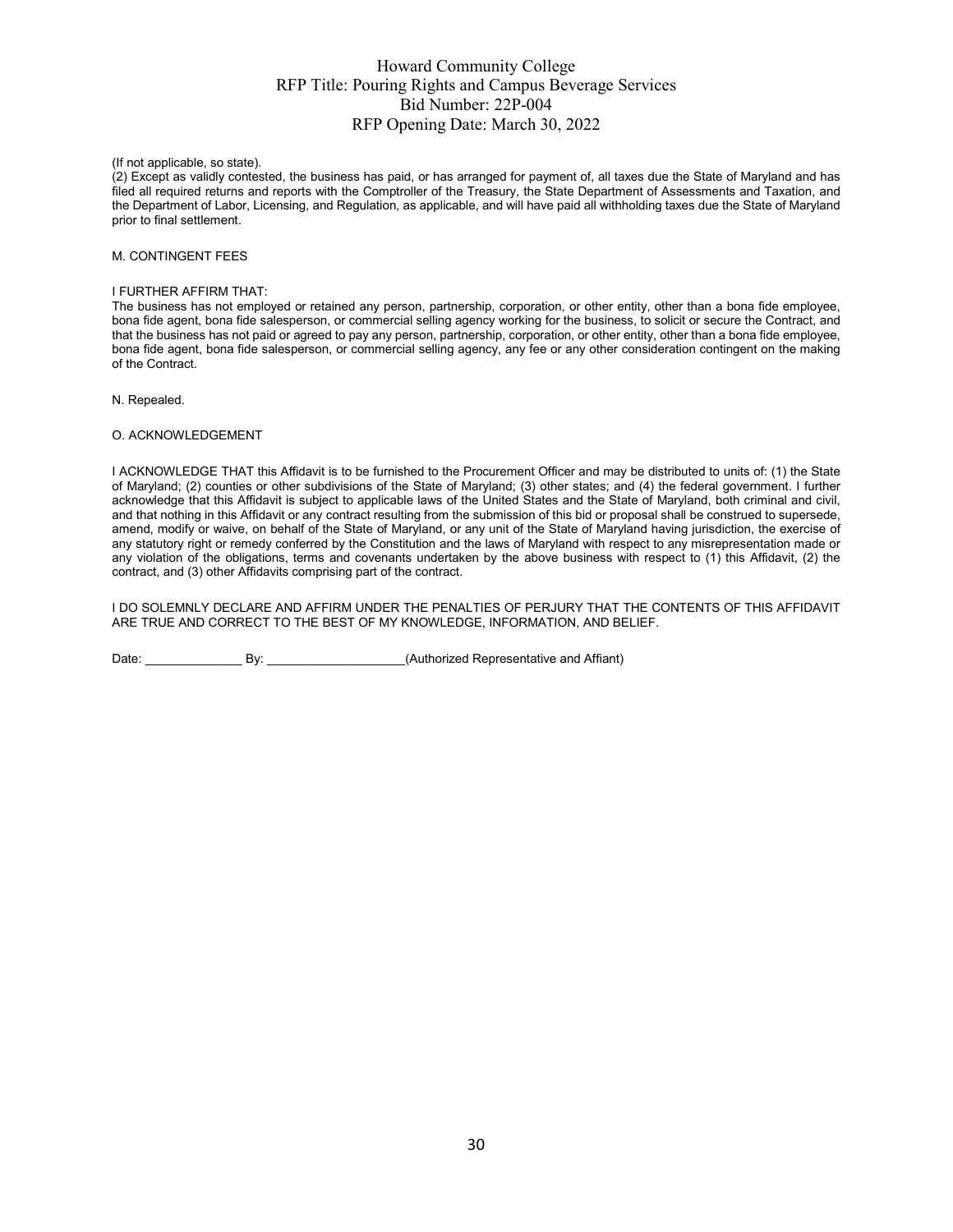(If not applicable, so state).

(2) Except as validly contested, the business has paid, or has arranged for payment of, all taxes due the State of Maryland and has filed all required returns and reports with the Comptroller of the Treasury, the State Department of Assessments and Taxation, and the Department of Labor, Licensing, and Regulation, as applicable, and will have paid all withholding taxes due the State of Maryland prior to final settlement.

M. CONTINGENT FEES

I FURTHER AFFIRM THAT:

The business has not employed or retained any person, partnership, corporation, or other entity, other than a bona fide employee, bona fide agent, bona fide salesperson, or commercial selling agency working for the business, to solicit or secure the Contract, and that the business has not paid or agreed to pay any person, partnership, corporation, or other entity, other than a bona fide employee, bona fide agent, bona fide salesperson, or commercial selling agency, any fee or any other consideration contingent on the making of the Contract.

N. Repealed.

O. ACKNOWLEDGEMENT

I ACKNOWLEDGE THAT this Affidavit is to be furnished to the Procurement Officer and may be distributed to units of: (1) the State of Maryland; (2) counties or other subdivisions of the State of Maryland; (3) other states; and (4) the federal government. I further acknowledge that this Affidavit is subject to applicable laws of the United States and the State of Maryland, both criminal and civil, and that nothing in this Affidavit or any contract resulting from the submission of this bid or proposal shall be construed to supersede, amend, modify or waive, on behalf of the State of Maryland, or any unit of the State of Maryland having jurisdiction, the exercise of any statutory right or remedy conferred by the Constitution and the laws of Maryland with respect to any misrepresentation made or any violation of the obligations, terms and covenants undertaken by the above business with respect to (1) this Affidavit, (2) the contract, and (3) other Affidavits comprising part of the contract.

I DO SOLEMNLY DECLARE AND AFFIRM UNDER THE PENALTIES OF PERJURY THAT THE CONTENTS OF THIS AFFIDAVIT ARE TRUE AND CORRECT TO THE BEST OF MY KNOWLEDGE, INFORMATION, AND BELIEF.

Date: ______________ By: ____________________(Authorized Representative and Affiant)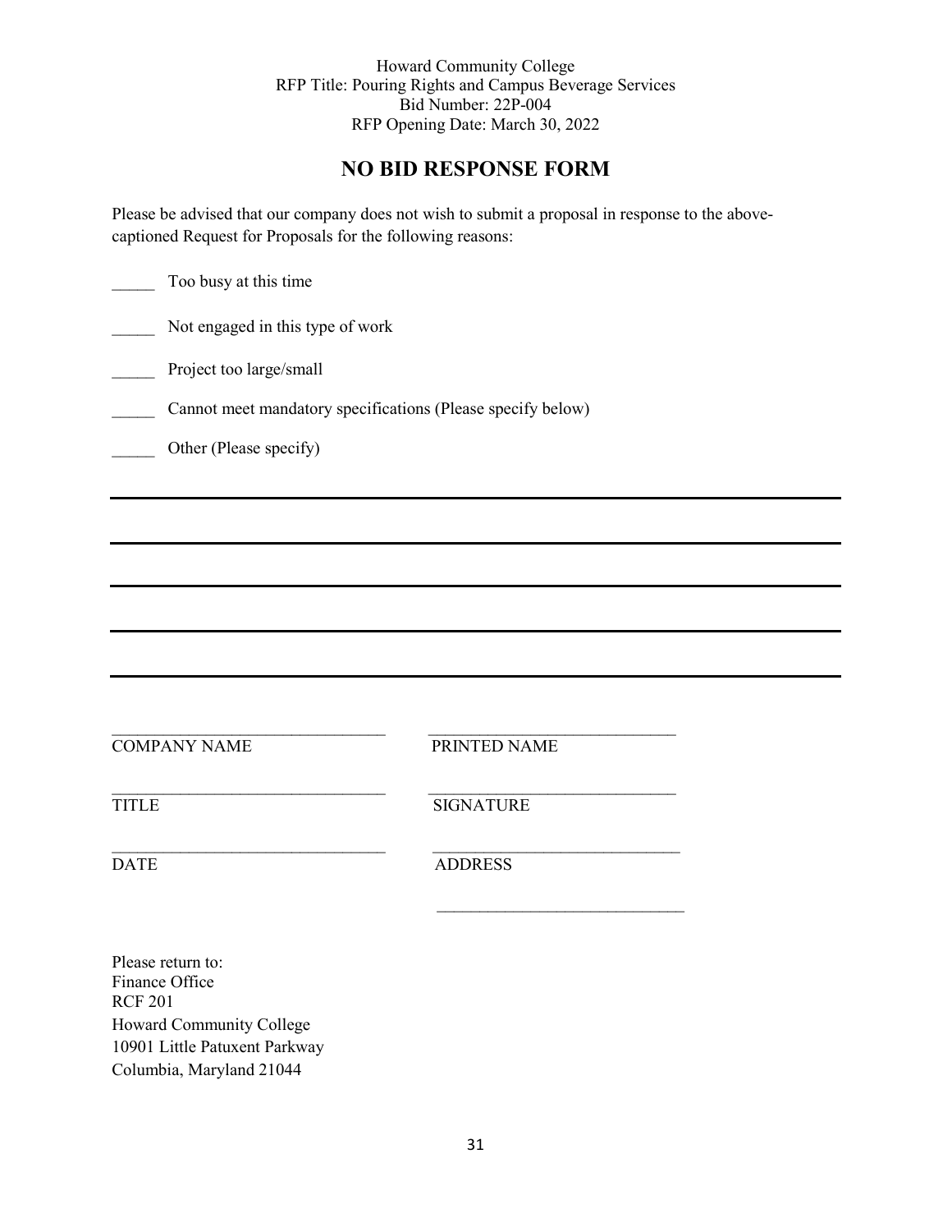Howard Community College
RFP Title: Pouring Rights and Campus Beverage Services
Bid Number: 22P-004
RFP Opening Date: March 30, 2022

# NO BID RESPONSE FORM

Please be advised that our company does not wish to submit a proposal in response to the above-captioned Request for Proposals for the following reasons:

_____ Too busy at this time

_____ Not engaged in this type of work

_____ Project too large/small

_____ Cannot meet mandatory specifications (Please specify below)

_____ Other (Please specify)

_______________________________________________________________________________

_______________________________________________________________________________

_______________________________________________________________________________

_______________________________________________________________________________

_______________________________________________________________________________

| | |
|---|---|
| _________________________________ | _____________________________ |
| COMPANY NAME | PRINTED NAME |
| _________________________________ | _____________________________ |
| TITLE | SIGNATURE |
| _________________________________ | _____________________________ |
| DATE | ADDRESS |
| | _____________________________ |

Please return to:
Finance Office
RCF 201
Howard Community College
10901 Little Patuxent Parkway
Columbia, Maryland 21044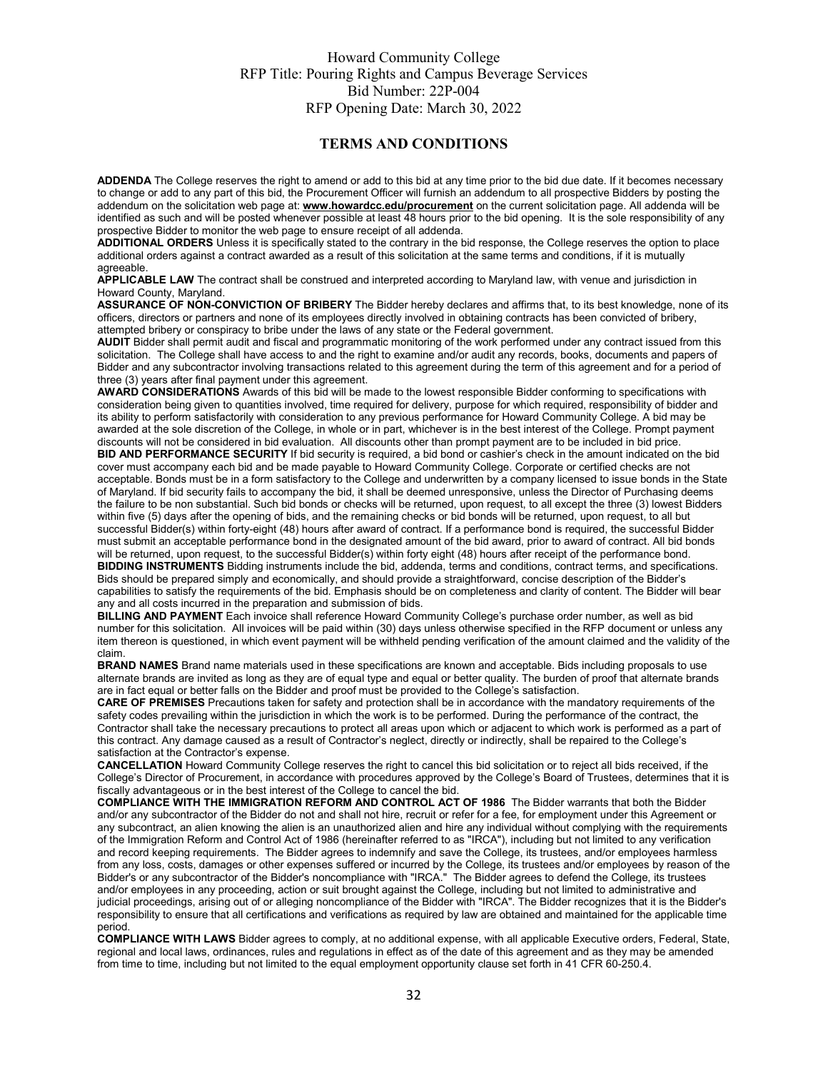Howard Community College
RFP Title: Pouring Rights and Campus Beverage Services
Bid Number: 22P-004
RFP Opening Date: March 30, 2022

## TERMS AND CONDITIONS

**ADDENDA** The College reserves the right to amend or add to this bid at any time prior to the bid due date. If it becomes necessary to change or add to any part of this bid, the Procurement Officer will furnish an addendum to all prospective Bidders by posting the addendum on the solicitation web page at: **www.howardcc.edu/procurement** on the current solicitation page. All addenda will be identified as such and will be posted whenever possible at least 48 hours prior to the bid opening. It is the sole responsibility of any prospective Bidder to monitor the web page to ensure receipt of all addenda.

**ADDITIONAL ORDERS** Unless it is specifically stated to the contrary in the bid response, the College reserves the option to place additional orders against a contract awarded as a result of this solicitation at the same terms and conditions, if it is mutually agreeable.

**APPLICABLE LAW** The contract shall be construed and interpreted according to Maryland law, with venue and jurisdiction in Howard County, Maryland.

**ASSURANCE OF NON-CONVICTION OF BRIBERY** The Bidder hereby declares and affirms that, to its best knowledge, none of its officers, directors or partners and none of its employees directly involved in obtaining contracts has been convicted of bribery, attempted bribery or conspiracy to bribe under the laws of any state or the Federal government.

**AUDIT** Bidder shall permit audit and fiscal and programmatic monitoring of the work performed under any contract issued from this solicitation. The College shall have access to and the right to examine and/or audit any records, books, documents and papers of Bidder and any subcontractor involving transactions related to this agreement during the term of this agreement and for a period of three (3) years after final payment under this agreement.

**AWARD CONSIDERATIONS** Awards of this bid will be made to the lowest responsible Bidder conforming to specifications with consideration being given to quantities involved, time required for delivery, purpose for which required, responsibility of bidder and its ability to perform satisfactorily with consideration to any previous performance for Howard Community College. A bid may be awarded at the sole discretion of the College, in whole or in part, whichever is in the best interest of the College. Prompt payment discounts will not be considered in bid evaluation. All discounts other than prompt payment are to be included in bid price.

**BID AND PERFORMANCE SECURITY** If bid security is required, a bid bond or cashier's check in the amount indicated on the bid cover must accompany each bid and be made payable to Howard Community College. Corporate or certified checks are not acceptable. Bonds must be in a form satisfactory to the College and underwritten by a company licensed to issue bonds in the State of Maryland. If bid security fails to accompany the bid, it shall be deemed unresponsive, unless the Director of Purchasing deems the failure to be non substantial. Such bid bonds or checks will be returned, upon request, to all except the three (3) lowest Bidders within five (5) days after the opening of bids, and the remaining checks or bid bonds will be returned, upon request, to all but successful Bidder(s) within forty-eight (48) hours after award of contract. If a performance bond is required, the successful Bidder must submit an acceptable performance bond in the designated amount of the bid award, prior to award of contract. All bid bonds will be returned, upon request, to the successful Bidder(s) within forty eight (48) hours after receipt of the performance bond.

**BIDDING INSTRUMENTS** Bidding instruments include the bid, addenda, terms and conditions, contract terms, and specifications. Bids should be prepared simply and economically, and should provide a straightforward, concise description of the Bidder's capabilities to satisfy the requirements of the bid. Emphasis should be on completeness and clarity of content. The Bidder will bear any and all costs incurred in the preparation and submission of bids.

**BILLING AND PAYMENT** Each invoice shall reference Howard Community College's purchase order number, as well as bid number for this solicitation. All invoices will be paid within (30) days unless otherwise specified in the RFP document or unless any item thereon is questioned, in which event payment will be withheld pending verification of the amount claimed and the validity of the claim.

**BRAND NAMES** Brand name materials used in these specifications are known and acceptable. Bids including proposals to use alternate brands are invited as long as they are of equal type and equal or better quality. The burden of proof that alternate brands are in fact equal or better falls on the Bidder and proof must be provided to the College's satisfaction.

**CARE OF PREMISES** Precautions taken for safety and protection shall be in accordance with the mandatory requirements of the safety codes prevailing within the jurisdiction in which the work is to be performed. During the performance of the contract, the Contractor shall take the necessary precautions to protect all areas upon which or adjacent to which work is performed as a part of this contract. Any damage caused as a result of Contractor's neglect, directly or indirectly, shall be repaired to the College's satisfaction at the Contractor's expense.

**CANCELLATION** Howard Community College reserves the right to cancel this bid solicitation or to reject all bids received, if the College's Director of Procurement, in accordance with procedures approved by the College's Board of Trustees, determines that it is fiscally advantageous or in the best interest of the College to cancel the bid.

**COMPLIANCE WITH THE IMMIGRATION REFORM AND CONTROL ACT OF 1986** The Bidder warrants that both the Bidder and/or any subcontractor of the Bidder do not and shall not hire, recruit or refer for a fee, for employment under this Agreement or any subcontract, an alien knowing the alien is an unauthorized alien and hire any individual without complying with the requirements of the Immigration Reform and Control Act of 1986 (hereinafter referred to as "IRCA"), including but not limited to any verification and record keeping requirements. The Bidder agrees to indemnify and save the College, its trustees, and/or employees harmless from any loss, costs, damages or other expenses suffered or incurred by the College, its trustees and/or employees by reason of the Bidder's or any subcontractor of the Bidder's noncompliance with "IRCA." The Bidder agrees to defend the College, its trustees and/or employees in any proceeding, action or suit brought against the College, including but not limited to administrative and judicial proceedings, arising out of or alleging noncompliance of the Bidder with "IRCA". The Bidder recognizes that it is the Bidder's responsibility to ensure that all certifications and verifications as required by law are obtained and maintained for the applicable time period.

**COMPLIANCE WITH LAWS** Bidder agrees to comply, at no additional expense, with all applicable Executive orders, Federal, State, regional and local laws, ordinances, rules and regulations in effect as of the date of this agreement and as they may be amended from time to time, including but not limited to the equal employment opportunity clause set forth in 41 CFR 60-250.4.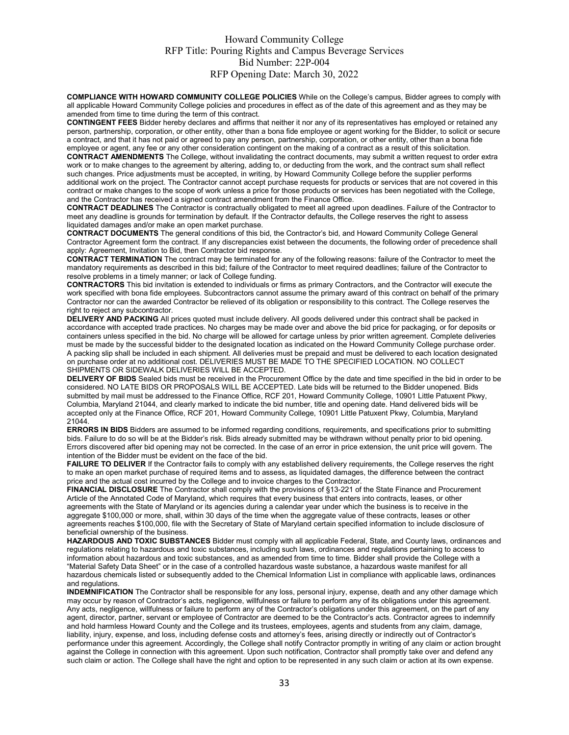**COMPLIANCE WITH HOWARD COMMUNITY COLLEGE POLICIES** While on the College's campus, Bidder agrees to comply with all applicable Howard Community College policies and procedures in effect as of the date of this agreement and as they may be amended from time to time during the term of this contract.

**CONTINGENT FEES** Bidder hereby declares and affirms that neither it nor any of its representatives has employed or retained any person, partnership, corporation, or other entity, other than a bona fide employee or agent working for the Bidder, to solicit or secure a contract, and that it has not paid or agreed to pay any person, partnership, corporation, or other entity, other than a bona fide employee or agent, any fee or any other consideration contingent on the making of a contract as a result of this solicitation.

**CONTRACT AMENDMENTS** The College, without invalidating the contract documents, may submit a written request to order extra work or to make changes to the agreement by altering, adding to, or deducting from the work, and the contract sum shall reflect such changes. Price adjustments must be accepted, in writing, by Howard Community College before the supplier performs additional work on the project. The Contractor cannot accept purchase requests for products or services that are not covered in this contract or make changes to the scope of work unless a price for those products or services has been negotiated with the College, and the Contractor has received a signed contract amendment from the Finance Office.

**CONTRACT DEADLINES** The Contractor is contractually obligated to meet all agreed upon deadlines. Failure of the Contractor to meet any deadline is grounds for termination by default. If the Contractor defaults, the College reserves the right to assess liquidated damages and/or make an open market purchase.

**CONTRACT DOCUMENTS** The general conditions of this bid, the Contractor's bid, and Howard Community College General Contractor Agreement form the contract. If any discrepancies exist between the documents, the following order of precedence shall apply: Agreement, Invitation to Bid, then Contractor bid response.

**CONTRACT TERMINATION** The contract may be terminated for any of the following reasons: failure of the Contractor to meet the mandatory requirements as described in this bid; failure of the Contractor to meet required deadlines; failure of the Contractor to resolve problems in a timely manner; or lack of College funding.

**CONTRACTORS** This bid invitation is extended to individuals or firms as primary Contractors, and the Contractor will execute the work specified with bona fide employees. Subcontractors cannot assume the primary award of this contract on behalf of the primary Contractor nor can the awarded Contractor be relieved of its obligation or responsibility to this contract. The College reserves the right to reject any subcontractor.

**DELIVERY AND PACKING** All prices quoted must include delivery. All goods delivered under this contract shall be packed in accordance with accepted trade practices. No charges may be made over and above the bid price for packaging, or for deposits or containers unless specified in the bid. No charge will be allowed for cartage unless by prior written agreement. Complete deliveries must be made by the successful bidder to the designated location as indicated on the Howard Community College purchase order. A packing slip shall be included in each shipment. All deliveries must be prepaid and must be delivered to each location designated on purchase order at no additional cost. DELIVERIES MUST BE MADE TO THE SPECIFIED LOCATION. NO COLLECT SHIPMENTS OR SIDEWALK DELIVERIES WILL BE ACCEPTED.

**DELIVERY OF BIDS** Sealed bids must be received in the Procurement Office by the date and time specified in the bid in order to be considered. NO LATE BIDS OR PROPOSALS WILL BE ACCEPTED. Late bids will be returned to the Bidder unopened. Bids submitted by mail must be addressed to the Finance Office, RCF 201, Howard Community College, 10901 Little Patuxent Pkwy, Columbia, Maryland 21044, and clearly marked to indicate the bid number, title and opening date. Hand delivered bids will be accepted only at the Finance Office, RCF 201, Howard Community College, 10901 Little Patuxent Pkwy, Columbia, Maryland 21044.

**ERRORS IN BIDS** Bidders are assumed to be informed regarding conditions, requirements, and specifications prior to submitting bids. Failure to do so will be at the Bidder's risk. Bids already submitted may be withdrawn without penalty prior to bid opening. Errors discovered after bid opening may not be corrected. In the case of an error in price extension, the unit price will govern. The intention of the Bidder must be evident on the face of the bid.

**FAILURE TO DELIVER** If the Contractor fails to comply with any established delivery requirements, the College reserves the right to make an open market purchase of required items and to assess, as liquidated damages, the difference between the contract price and the actual cost incurred by the College and to invoice charges to the Contractor.

**FINANCIAL DISCLOSURE** The Contractor shall comply with the provisions of §13-221 of the State Finance and Procurement Article of the Annotated Code of Maryland, which requires that every business that enters into contracts, leases, or other agreements with the State of Maryland or its agencies during a calendar year under which the business is to receive in the aggregate $100,000 or more, shall, within 30 days of the time when the aggregate value of these contracts, leases or other agreements reaches $100,000, file with the Secretary of State of Maryland certain specified information to include disclosure of beneficial ownership of the business.

**HAZARDOUS AND TOXIC SUBSTANCES** Bidder must comply with all applicable Federal, State, and County laws, ordinances and regulations relating to hazardous and toxic substances, including such laws, ordinances and regulations pertaining to access to information about hazardous and toxic substances, and as amended from time to time. Bidder shall provide the College with a "Material Safety Data Sheet" or in the case of a controlled hazardous waste substance, a hazardous waste manifest for all hazardous chemicals listed or subsequently added to the Chemical Information List in compliance with applicable laws, ordinances and regulations.

**INDEMNIFICATION** The Contractor shall be responsible for any loss, personal injury, expense, death and any other damage which may occur by reason of Contractor's acts, negligence, willfulness or failure to perform any of its obligations under this agreement. Any acts, negligence, willfulness or failure to perform any of the Contractor's obligations under this agreement, on the part of any agent, director, partner, servant or employee of Contractor are deemed to be the Contractor's acts. Contractor agrees to indemnify and hold harmless Howard County and the College and its trustees, employees, agents and students from any claim, damage, liability, injury, expense, and loss, including defense costs and attorney's fees, arising directly or indirectly out of Contractor's performance under this agreement. Accordingly, the College shall notify Contractor promptly in writing of any claim or action brought against the College in connection with this agreement. Upon such notification, Contractor shall promptly take over and defend any such claim or action. The College shall have the right and option to be represented in any such claim or action at its own expense.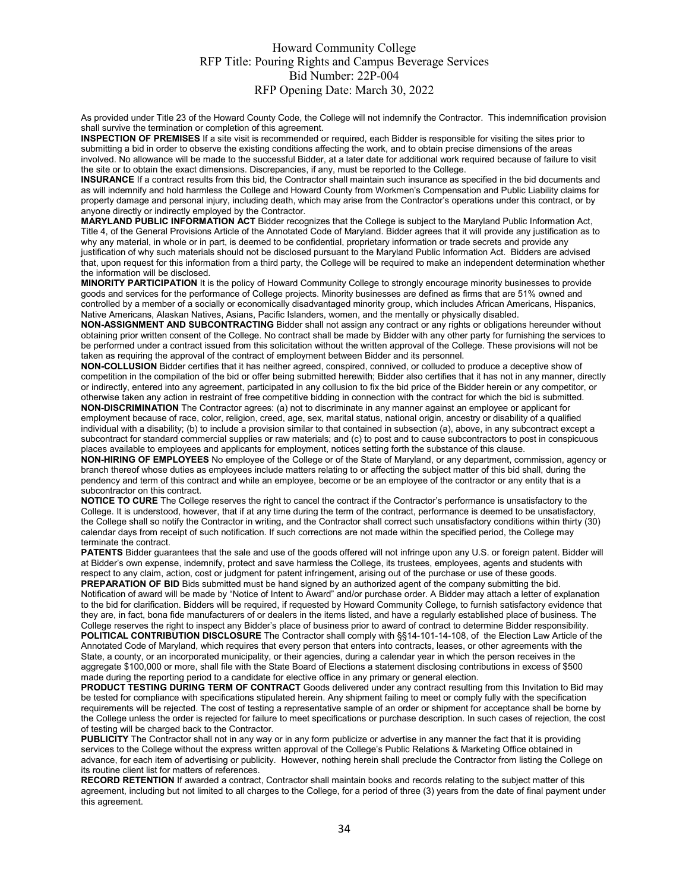As provided under Title 23 of the Howard County Code, the College will not indemnify the Contractor. This indemnification provision shall survive the termination or completion of this agreement.

**INSPECTION OF PREMISES** If a site visit is recommended or required, each Bidder is responsible for visiting the sites prior to submitting a bid in order to observe the existing conditions affecting the work, and to obtain precise dimensions of the areas involved. No allowance will be made to the successful Bidder, at a later date for additional work required because of failure to visit the site or to obtain the exact dimensions. Discrepancies, if any, must be reported to the College.

**INSURANCE** If a contract results from this bid, the Contractor shall maintain such insurance as specified in the bid documents and as will indemnify and hold harmless the College and Howard County from Workmen's Compensation and Public Liability claims for property damage and personal injury, including death, which may arise from the Contractor's operations under this contract, or by anyone directly or indirectly employed by the Contractor.

**MARYLAND PUBLIC INFORMATION ACT** Bidder recognizes that the College is subject to the Maryland Public Information Act, Title 4, of the General Provisions Article of the Annotated Code of Maryland. Bidder agrees that it will provide any justification as to why any material, in whole or in part, is deemed to be confidential, proprietary information or trade secrets and provide any justification of why such materials should not be disclosed pursuant to the Maryland Public Information Act. Bidders are advised that, upon request for this information from a third party, the College will be required to make an independent determination whether the information will be disclosed.

**MINORITY PARTICIPATION** It is the policy of Howard Community College to strongly encourage minority businesses to provide goods and services for the performance of College projects. Minority businesses are defined as firms that are 51% owned and controlled by a member of a socially or economically disadvantaged minority group, which includes African Americans, Hispanics, Native Americans, Alaskan Natives, Asians, Pacific Islanders, women, and the mentally or physically disabled.

**NON-ASSIGNMENT AND SUBCONTRACTING** Bidder shall not assign any contract or any rights or obligations hereunder without obtaining prior written consent of the College. No contract shall be made by Bidder with any other party for furnishing the services to be performed under a contract issued from this solicitation without the written approval of the College. These provisions will not be taken as requiring the approval of the contract of employment between Bidder and its personnel.

**NON-COLLUSION** Bidder certifies that it has neither agreed, conspired, connived, or colluded to produce a deceptive show of competition in the compilation of the bid or offer being submitted herewith; Bidder also certifies that it has not in any manner, directly or indirectly, entered into any agreement, participated in any collusion to fix the bid price of the Bidder herein or any competitor, or otherwise taken any action in restraint of free competitive bidding in connection with the contract for which the bid is submitted.

**NON-DISCRIMINATION** The Contractor agrees: (a) not to discriminate in any manner against an employee or applicant for employment because of race, color, religion, creed, age, sex, marital status, national origin, ancestry or disability of a qualified individual with a disability; (b) to include a provision similar to that contained in subsection (a), above, in any subcontract except a subcontract for standard commercial supplies or raw materials; and (c) to post and to cause subcontractors to post in conspicuous places available to employees and applicants for employment, notices setting forth the substance of this clause.

**NON-HIRING OF EMPLOYEES** No employee of the College or of the State of Maryland, or any department, commission, agency or branch thereof whose duties as employees include matters relating to or affecting the subject matter of this bid shall, during the pendency and term of this contract and while an employee, become or be an employee of the contractor or any entity that is a subcontractor on this contract.

**NOTICE TO CURE** The College reserves the right to cancel the contract if the Contractor's performance is unsatisfactory to the College. It is understood, however, that if at any time during the term of the contract, performance is deemed to be unsatisfactory, the College shall so notify the Contractor in writing, and the Contractor shall correct such unsatisfactory conditions within thirty (30) calendar days from receipt of such notification. If such corrections are not made within the specified period, the College may terminate the contract.

**PATENTS** Bidder guarantees that the sale and use of the goods offered will not infringe upon any U.S. or foreign patent. Bidder will at Bidder's own expense, indemnify, protect and save harmless the College, its trustees, employees, agents and students with respect to any claim, action, cost or judgment for patent infringement, arising out of the purchase or use of these goods.

**PREPARATION OF BID** Bids submitted must be hand signed by an authorized agent of the company submitting the bid. Notification of award will be made by "Notice of Intent to Award" and/or purchase order. A Bidder may attach a letter of explanation to the bid for clarification. Bidders will be required, if requested by Howard Community College, to furnish satisfactory evidence that they are, in fact, bona fide manufacturers of or dealers in the items listed, and have a regularly established place of business. The College reserves the right to inspect any Bidder's place of business prior to award of contract to determine Bidder responsibility.

**POLITICAL CONTRIBUTION DISCLOSURE** The Contractor shall comply with §§14-101-14-108, of the Election Law Article of the Annotated Code of Maryland, which requires that every person that enters into contracts, leases, or other agreements with the State, a county, or an incorporated municipality, or their agencies, during a calendar year in which the person receives in the aggregate $100,000 or more, shall file with the State Board of Elections a statement disclosing contributions in excess of $500 made during the reporting period to a candidate for elective office in any primary or general election.

**PRODUCT TESTING DURING TERM OF CONTRACT** Goods delivered under any contract resulting from this Invitation to Bid may be tested for compliance with specifications stipulated herein. Any shipment failing to meet or comply fully with the specification requirements will be rejected. The cost of testing a representative sample of an order or shipment for acceptance shall be borne by the College unless the order is rejected for failure to meet specifications or purchase description. In such cases of rejection, the cost of testing will be charged back to the Contractor.

**PUBLICITY** The Contractor shall not in any way or in any form publicize or advertise in any manner the fact that it is providing services to the College without the express written approval of the College's Public Relations & Marketing Office obtained in advance, for each item of advertising or publicity. However, nothing herein shall preclude the Contractor from listing the College on its routine client list for matters of references.

**RECORD RETENTION** If awarded a contract, Contractor shall maintain books and records relating to the subject matter of this agreement, including but not limited to all charges to the College, for a period of three (3) years from the date of final payment under this agreement.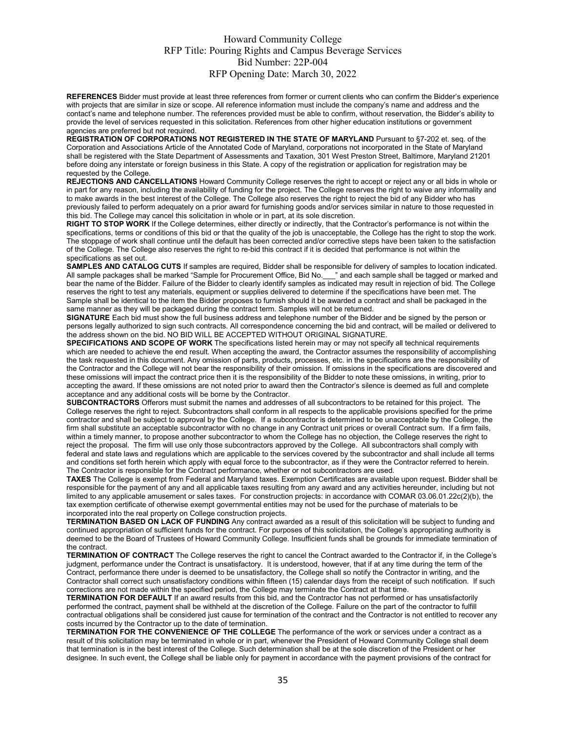**REFERENCES** Bidder must provide at least three references from former or current clients who can confirm the Bidder's experience with projects that are similar in size or scope. All reference information must include the company's name and address and the contact's name and telephone number. The references provided must be able to confirm, without reservation, the Bidder's ability to provide the level of services requested in this solicitation. References from other higher education institutions or government agencies are preferred but not required.

**REGISTRATION OF CORPORATIONS NOT REGISTERED IN THE STATE OF MARYLAND** Pursuant to §7-202 et. seq. of the Corporation and Associations Article of the Annotated Code of Maryland, corporations not incorporated in the State of Maryland shall be registered with the State Department of Assessments and Taxation, 301 West Preston Street, Baltimore, Maryland 21201 before doing any interstate or foreign business in this State. A copy of the registration or application for registration may be requested by the College.

**REJECTIONS AND CANCELLATIONS** Howard Community College reserves the right to accept or reject any or all bids in whole or in part for any reason, including the availability of funding for the project. The College reserves the right to waive any informality and to make awards in the best interest of the College. The College also reserves the right to reject the bid of any Bidder who has previously failed to perform adequately on a prior award for furnishing goods and/or services similar in nature to those requested in this bid. The College may cancel this solicitation in whole or in part, at its sole discretion.

**RIGHT TO STOP WORK** If the College determines, either directly or indirectly, that the Contractor's performance is not within the specifications, terms or conditions of this bid or that the quality of the job is unacceptable, the College has the right to stop the work. The stoppage of work shall continue until the default has been corrected and/or corrective steps have been taken to the satisfaction of the College. The College also reserves the right to re-bid this contract if it is decided that performance is not within the specifications as set out.

**SAMPLES AND CATALOG CUTS** If samples are required, Bidder shall be responsible for delivery of samples to location indicated. All sample packages shall be marked "Sample for Procurement Office, Bid No.___" and each sample shall be tagged or marked and bear the name of the Bidder. Failure of the Bidder to clearly identify samples as indicated may result in rejection of bid. The College reserves the right to test any materials, equipment or supplies delivered to determine if the specifications have been met. The Sample shall be identical to the item the Bidder proposes to furnish should it be awarded a contract and shall be packaged in the same manner as they will be packaged during the contract term. Samples will not be returned.

**SIGNATURE** Each bid must show the full business address and telephone number of the Bidder and be signed by the person or persons legally authorized to sign such contracts. All correspondence concerning the bid and contract, will be mailed or delivered to the address shown on the bid. NO BID WILL BE ACCEPTED WITHOUT ORIGINAL SIGNATURE.

**SPECIFICATIONS AND SCOPE OF WORK** The specifications listed herein may or may not specify all technical requirements which are needed to achieve the end result. When accepting the award, the Contractor assumes the responsibility of accomplishing the task requested in this document. Any omission of parts, products, processes, etc. in the specifications are the responsibility of the Contractor and the College will not bear the responsibility of their omission. If omissions in the specifications are discovered and these omissions will impact the contract price then it is the responsibility of the Bidder to note these omissions, in writing, prior to accepting the award. If these omissions are not noted prior to award then the Contractor's silence is deemed as full and complete acceptance and any additional costs will be borne by the Contractor.

**SUBCONTRACTORS** Offerors must submit the names and addresses of all subcontractors to be retained for this project. The College reserves the right to reject. Subcontractors shall conform in all respects to the applicable provisions specified for the prime contractor and shall be subject to approval by the College. If a subcontractor is determined to be unacceptable by the College, the firm shall substitute an acceptable subcontractor with no change in any Contract unit prices or overall Contract sum. If a firm fails, within a timely manner, to propose another subcontractor to whom the College has no objection, the College reserves the right to reject the proposal. The firm will use only those subcontractors approved by the College. All subcontractors shall comply with federal and state laws and regulations which are applicable to the services covered by the subcontractor and shall include all terms and conditions set forth herein which apply with equal force to the subcontractor, as if they were the Contractor referred to herein. The Contractor is responsible for the Contract performance, whether or not subcontractors are used.

**TAXES** The College is exempt from Federal and Maryland taxes. Exemption Certificates are available upon request. Bidder shall be responsible for the payment of any and all applicable taxes resulting from any award and any activities hereunder, including but not limited to any applicable amusement or sales taxes. For construction projects: in accordance with COMAR 03.06.01.22c(2)(b), the tax exemption certificate of otherwise exempt governmental entities may not be used for the purchase of materials to be incorporated into the real property on College construction projects.

**TERMINATION BASED ON LACK OF FUNDING** Any contract awarded as a result of this solicitation will be subject to funding and continued appropriation of sufficient funds for the contract. For purposes of this solicitation, the College's appropriating authority is deemed to be the Board of Trustees of Howard Community College. Insufficient funds shall be grounds for immediate termination of the contract.

**TERMINATION OF CONTRACT** The College reserves the right to cancel the Contract awarded to the Contractor if, in the College's judgment, performance under the Contract is unsatisfactory. It is understood, however, that if at any time during the term of the Contract, performance there under is deemed to be unsatisfactory, the College shall so notify the Contractor in writing, and the Contractor shall correct such unsatisfactory conditions within fifteen (15) calendar days from the receipt of such notification. If such corrections are not made within the specified period, the College may terminate the Contract at that time.

**TERMINATION FOR DEFAULT** If an award results from this bid, and the Contractor has not performed or has unsatisfactorily performed the contract, payment shall be withheld at the discretion of the College. Failure on the part of the contractor to fulfill contractual obligations shall be considered just cause for termination of the contract and the Contractor is not entitled to recover any costs incurred by the Contractor up to the date of termination.

**TERMINATION FOR THE CONVENIENCE OF THE COLLEGE** The performance of the work or services under a contract as a result of this solicitation may be terminated in whole or in part, whenever the President of Howard Community College shall deem that termination is in the best interest of the College. Such determination shall be at the sole discretion of the President or her designee. In such event, the College shall be liable only for payment in accordance with the payment provisions of the contract for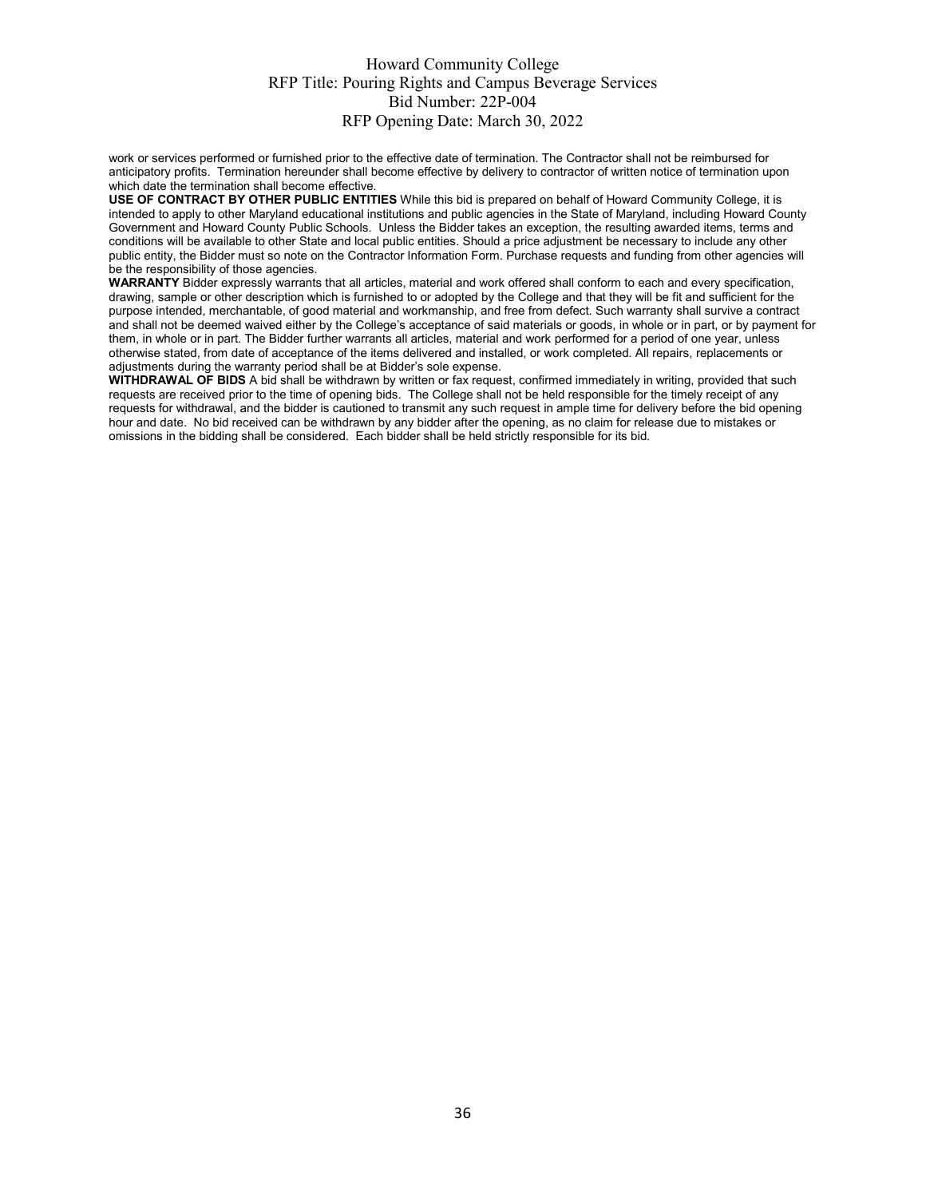work or services performed or furnished prior to the effective date of termination. The Contractor shall not be reimbursed for anticipatory profits. Termination hereunder shall become effective by delivery to contractor of written notice of termination upon which date the termination shall become effective.

**USE OF CONTRACT BY OTHER PUBLIC ENTITIES** While this bid is prepared on behalf of Howard Community College, it is intended to apply to other Maryland educational institutions and public agencies in the State of Maryland, including Howard County Government and Howard County Public Schools. Unless the Bidder takes an exception, the resulting awarded items, terms and conditions will be available to other State and local public entities. Should a price adjustment be necessary to include any other public entity, the Bidder must so note on the Contractor Information Form. Purchase requests and funding from other agencies will be the responsibility of those agencies.

**WARRANTY** Bidder expressly warrants that all articles, material and work offered shall conform to each and every specification, drawing, sample or other description which is furnished to or adopted by the College and that they will be fit and sufficient for the purpose intended, merchantable, of good material and workmanship, and free from defect. Such warranty shall survive a contract and shall not be deemed waived either by the College's acceptance of said materials or goods, in whole or in part, or by payment for them, in whole or in part. The Bidder further warrants all articles, material and work performed for a period of one year, unless otherwise stated, from date of acceptance of the items delivered and installed, or work completed. All repairs, replacements or adjustments during the warranty period shall be at Bidder's sole expense.

**WITHDRAWAL OF BIDS** A bid shall be withdrawn by written or fax request, confirmed immediately in writing, provided that such requests are received prior to the time of opening bids. The College shall not be held responsible for the timely receipt of any requests for withdrawal, and the bidder is cautioned to transmit any such request in ample time for delivery before the bid opening hour and date. No bid received can be withdrawn by any bidder after the opening, as no claim for release due to mistakes or omissions in the bidding shall be considered. Each bidder shall be held strictly responsible for its bid.